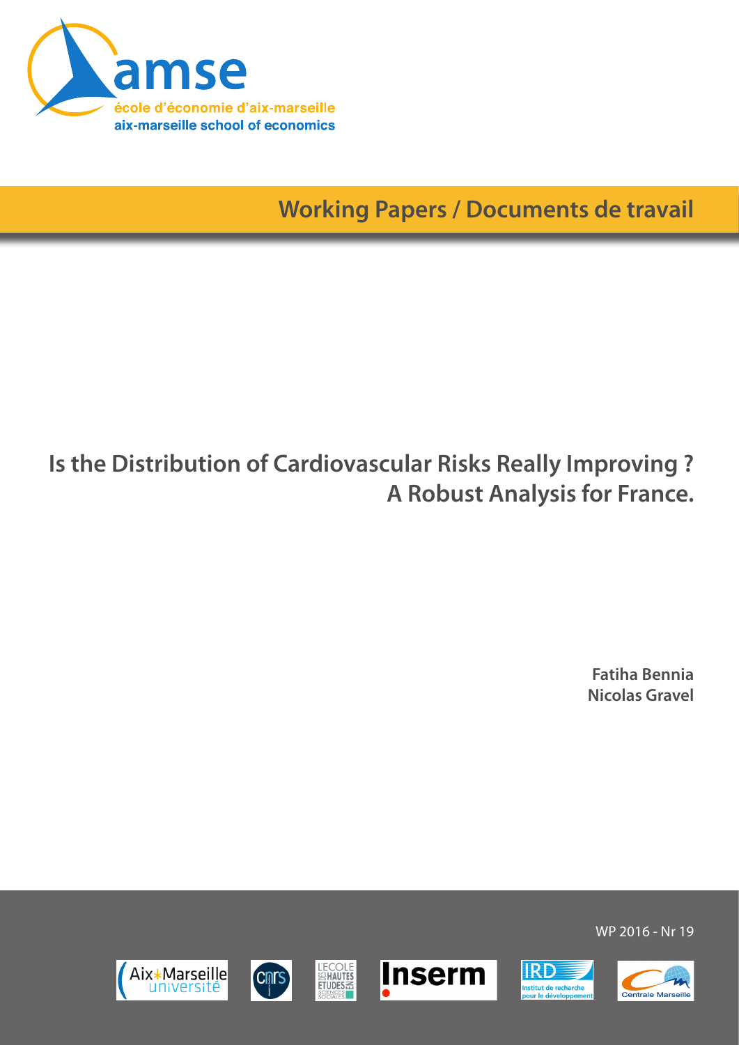amse

école d'économie d'aix-marseille

aix-marseille school of economics

**Working Papers / Documents de travail**

# Is the Distribution of Cardiovascular Risks Really Improving ? A Robust Analysis for France.

**Fatiha Bennia**

**Nicolas Gravel**

WP 2016 - Nr 19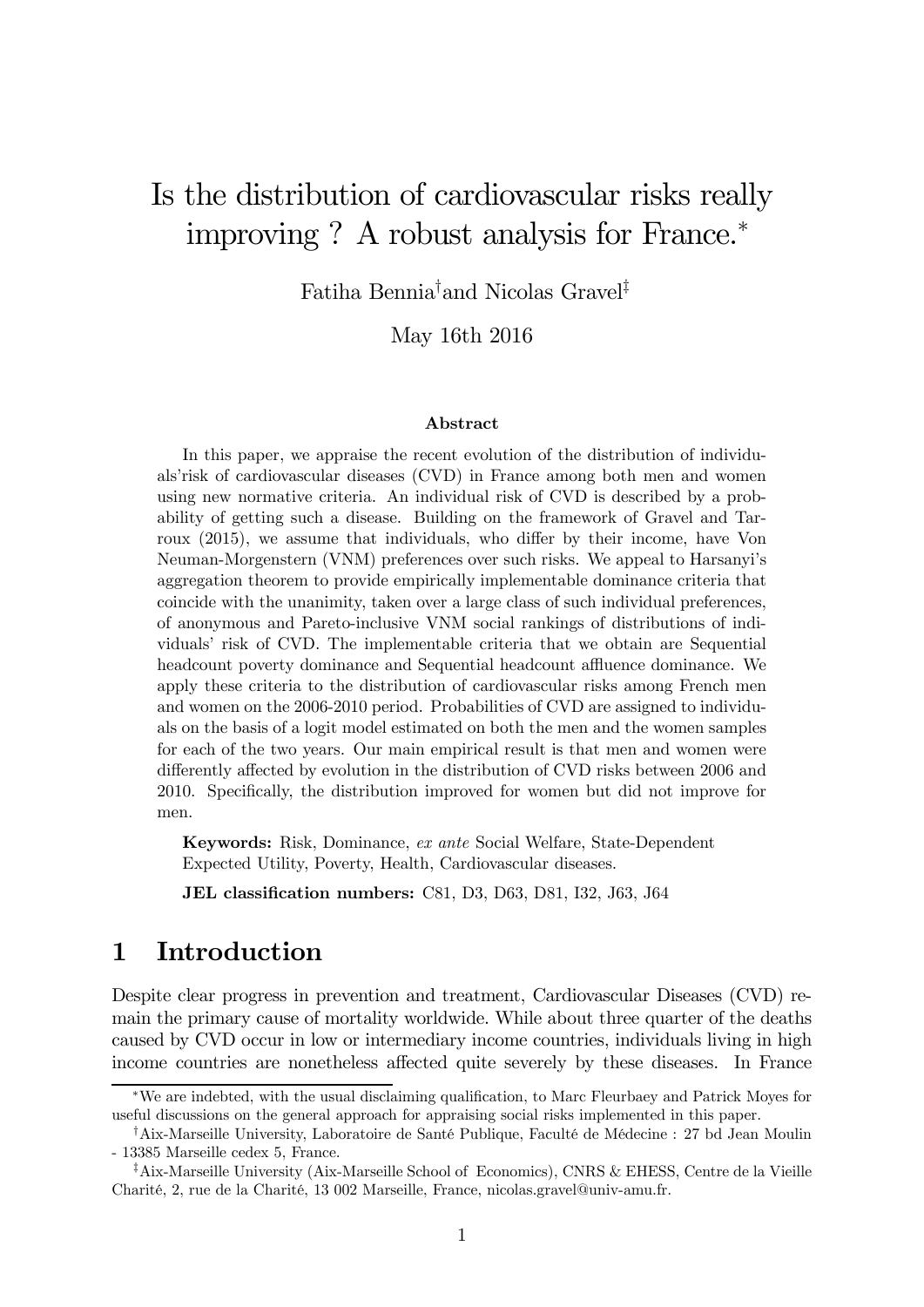# Is the distribution of cardiovascular risks really improving ? A robust analysis for France.*

Fatiha Bennia[†] and Nicolas Gravel[‡]

May 16th 2016

### Abstract

In this paper, we appraise the recent evolution of the distribution of individuals'risk of cardiovascular diseases (CVD) in France among both men and women using new normative criteria. An individual risk of CVD is described by a probability of getting such a disease. Building on the framework of Gravel and Tarroux (2015), we assume that individuals, who differ by their income, have Von Neuman-Morgenstern (VNM) preferences over such risks. We appeal to Harsanyi's aggregation theorem to provide empirically implementable dominance criteria that coincide with the unanimity, taken over a large class of such individual preferences, of anonymous and Pareto-inclusive VNM social rankings of distributions of individuals' risk of CVD. The implementable criteria that we obtain are Sequential headcount poverty dominance and Sequential headcount affluence dominance. We apply these criteria to the distribution of cardiovascular risks among French men and women on the 2006-2010 period. Probabilities of CVD are assigned to individuals on the basis of a logit model estimated on both the men and the women samples for each of the two years. Our main empirical result is that men and women were differently affected by evolution in the distribution of CVD risks between 2006 and 2010. Specifically, the distribution improved for women but did not improve for men.

**Keywords:** Risk, Dominance, *ex ante* Social Welfare, State-Dependent Expected Utility, Poverty, Health, Cardiovascular diseases.

**JEL classification numbers:** C81, D3, D63, D81, I32, J63, J64

## 1 Introduction

Despite clear progress in prevention and treatment, Cardiovascular Diseases (CVD) remain the primary cause of mortality worldwide. While about three quarter of the deaths caused by CVD occur in low or intermediary income countries, individuals living in high income countries are nonetheless affected quite severely by these diseases. In France

---

*We are indebted, with the usual disclaiming qualification, to Marc Fleurbaey and Patrick Moyes for useful discussions on the general approach for appraising social risks implemented in this paper.

[†]Aix-Marseille University, Laboratoire de Santé Publique, Faculté de Médecine : 27 bd Jean Moulin - 13385 Marseille cedex 5, France.

[‡]Aix-Marseille University (Aix-Marseille School of Economics), CNRS & EHESS, Centre de la Vieille Charité, 2, rue de la Charité, 13 002 Marseille, France, nicolas.gravel@univ-amu.fr.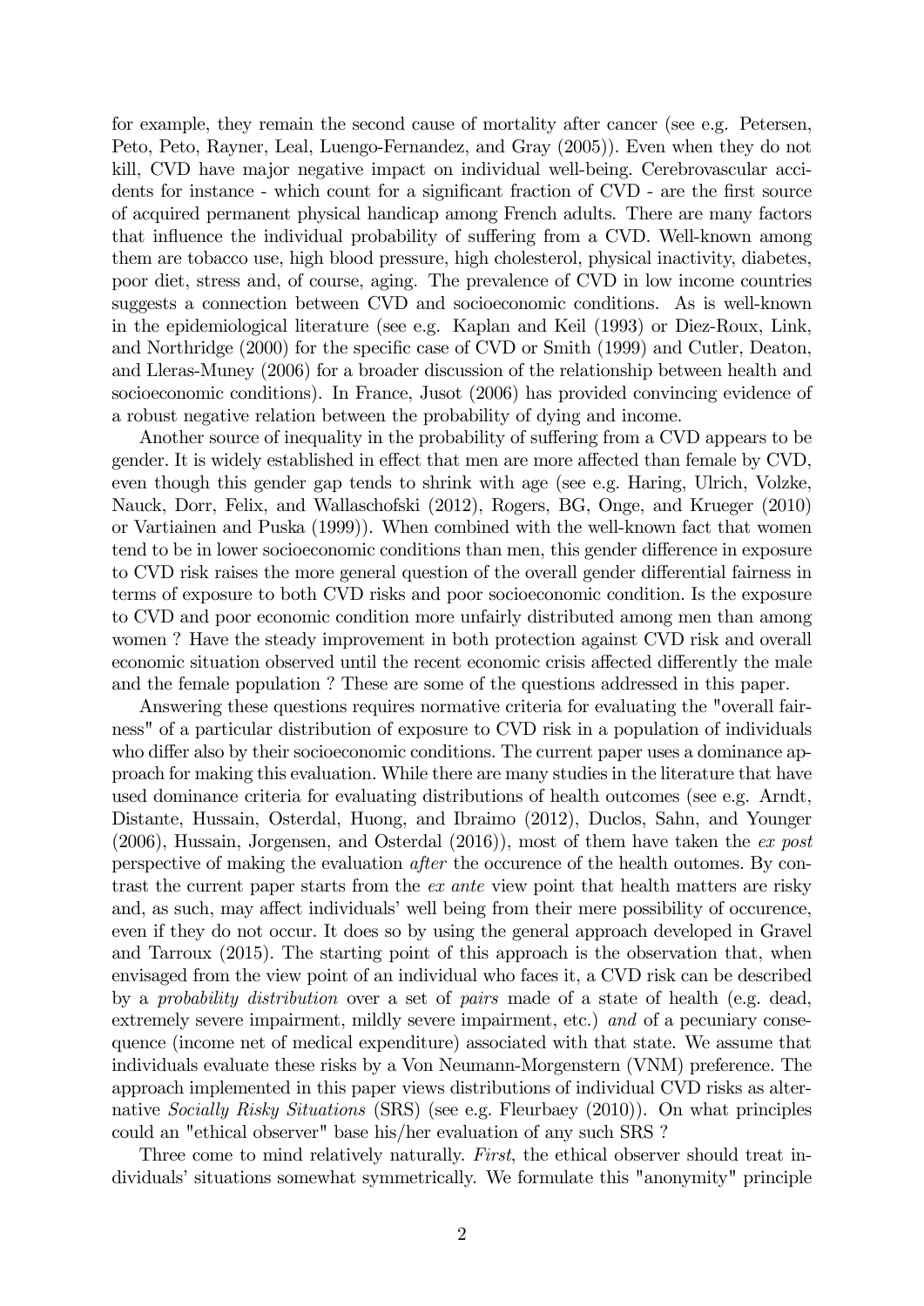for example, they remain the second cause of mortality after cancer (see e.g. Petersen, Peto, Peto, Rayner, Leal, Luengo-Fernandez, and Gray (2005)). Even when they do not kill, CVD have major negative impact on individual well-being. Cerebrovascular accidents for instance - which count for a significant fraction of CVD - are the first source of acquired permanent physical handicap among French adults. There are many factors that influence the individual probability of suffering from a CVD. Well-known among them are tobacco use, high blood pressure, high cholesterol, physical inactivity, diabetes, poor diet, stress and, of course, aging. The prevalence of CVD in low income countries suggests a connection between CVD and socioeconomic conditions. As is well-known in the epidemiological literature (see e.g. Kaplan and Keil (1993) or Diez-Roux, Link, and Northridge (2000) for the specific case of CVD or Smith (1999) and Cutler, Deaton, and Lleras-Muney (2006) for a broader discussion of the relationship between health and socioeconomic conditions). In France, Jusot (2006) has provided convincing evidence of a robust negative relation between the probability of dying and income.

Another source of inequality in the probability of suffering from a CVD appears to be gender. It is widely established in effect that men are more affected than female by CVD, even though this gender gap tends to shrink with age (see e.g. Haring, Ulrich, Volzke, Nauck, Dorr, Felix, and Wallaschofski (2012), Rogers, BG, Onge, and Krueger (2010) or Vartiainen and Puska (1999)). When combined with the well-known fact that women tend to be in lower socioeconomic conditions than men, this gender difference in exposure to CVD risk raises the more general question of the overall gender differential fairness in terms of exposure to both CVD risks and poor socioeconomic condition. Is the exposure to CVD and poor economic condition more unfairly distributed among men than among women ? Have the steady improvement in both protection against CVD risk and overall economic situation observed until the recent economic crisis affected differently the male and the female population ? These are some of the questions addressed in this paper.

Answering these questions requires normative criteria for evaluating the "overall fairness" of a particular distribution of exposure to CVD risk in a population of individuals who differ also by their socioeconomic conditions. The current paper uses a dominance approach for making this evaluation. While there are many studies in the literature that have used dominance criteria for evaluating distributions of health outcomes (see e.g. Arndt, Distante, Hussain, Osterdal, Huong, and Ibraimo (2012), Duclos, Sahn, and Younger (2006), Hussain, Jorgensen, and Osterdal (2016)), most of them have taken the *ex post* perspective of making the evaluation *after* the occurence of the health outomes. By contrast the current paper starts from the *ex ante* view point that health matters are risky and, as such, may affect individuals' well being from their mere possibility of occurence, even if they do not occur. It does so by using the general approach developed in Gravel and Tarroux (2015). The starting point of this approach is the observation that, when envisaged from the view point of an individual who faces it, a CVD risk can be described by a *probability distribution* over a set of *pairs* made of a state of health (e.g. dead, extremely severe impairment, mildly severe impairment, etc.) *and* of a pecuniary consequence (income net of medical expenditure) associated with that state. We assume that individuals evaluate these risks by a Von Neumann-Morgenstern (VNM) preference. The approach implemented in this paper views distributions of individual CVD risks as alternative *Socially Risky Situations* (SRS) (see e.g. Fleurbaey (2010)). On what principles could an "ethical observer" base his/her evaluation of any such SRS ?

Three come to mind relatively naturally. *First*, the ethical observer should treat individuals' situations somewhat symmetrically. We formulate this "anonymity" principle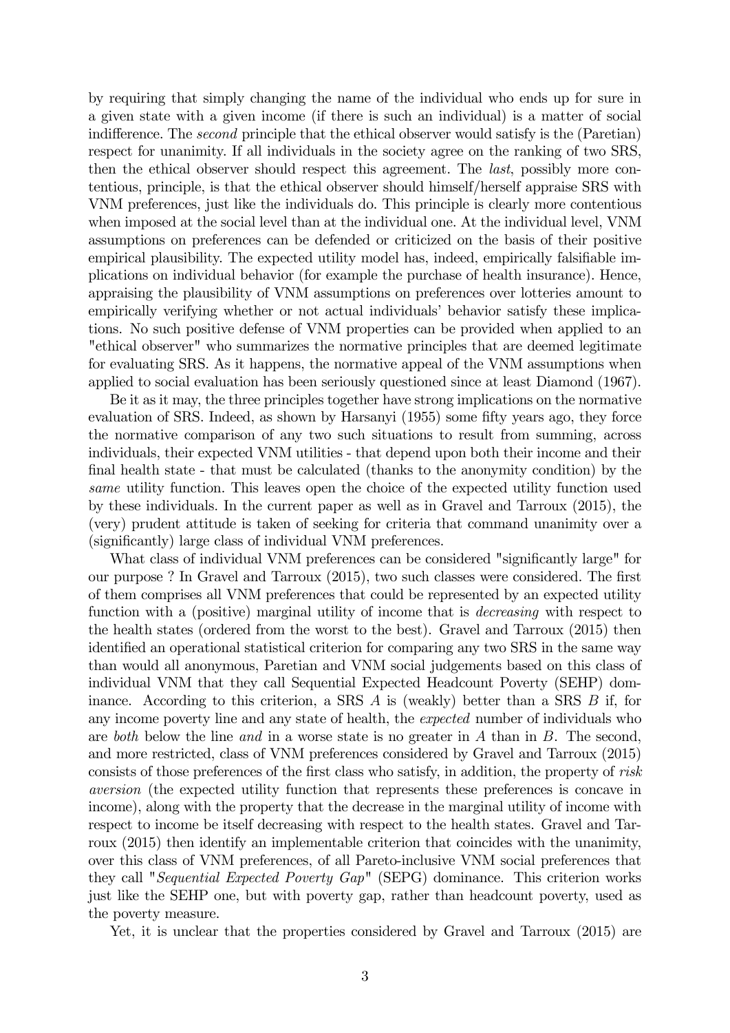by requiring that simply changing the name of the individual who ends up for sure in a given state with a given income (if there is such an individual) is a matter of social indifference. The *second* principle that the ethical observer would satisfy is the (Paretian) respect for unanimity. If all individuals in the society agree on the ranking of two SRS, then the ethical observer should respect this agreement. The *last*, possibly more contentious, principle, is that the ethical observer should himself/herself appraise SRS with VNM preferences, just like the individuals do. This principle is clearly more contentious when imposed at the social level than at the individual one. At the individual level, VNM assumptions on preferences can be defended or criticized on the basis of their positive empirical plausibility. The expected utility model has, indeed, empirically falsifiable implications on individual behavior (for example the purchase of health insurance). Hence, appraising the plausibility of VNM assumptions on preferences over lotteries amount to empirically verifying whether or not actual individuals' behavior satisfy these implications. No such positive defense of VNM properties can be provided when applied to an "ethical observer" who summarizes the normative principles that are deemed legitimate for evaluating SRS. As it happens, the normative appeal of the VNM assumptions when applied to social evaluation has been seriously questioned since at least Diamond (1967).

Be it as it may, the three principles together have strong implications on the normative evaluation of SRS. Indeed, as shown by Harsanyi (1955) some fifty years ago, they force the normative comparison of any two such situations to result from summing, across individuals, their expected VNM utilities - that depend upon both their income and their final health state - that must be calculated (thanks to the anonymity condition) by the *same* utility function. This leaves open the choice of the expected utility function used by these individuals. In the current paper as well as in Gravel and Tarroux (2015), the (very) prudent attitude is taken of seeking for criteria that command unanimity over a (significantly) large class of individual VNM preferences.

What class of individual VNM preferences can be considered "significantly large" for our purpose ? In Gravel and Tarroux (2015), two such classes were considered. The first of them comprises all VNM preferences that could be represented by an expected utility function with a (positive) marginal utility of income that is *decreasing* with respect to the health states (ordered from the worst to the best). Gravel and Tarroux (2015) then identified an operational statistical criterion for comparing any two SRS in the same way than would all anonymous, Paretian and VNM social judgements based on this class of individual VNM that they call Sequential Expected Headcount Poverty (SEHP) dominance. According to this criterion, a SRS $A$ is (weakly) better than a SRS $B$ if, for any income poverty line and any state of health, the *expected* number of individuals who are *both* below the line *and* in a worse state is no greater in $A$ than in $B$. The second, and more restricted, class of VNM preferences considered by Gravel and Tarroux (2015) consists of those preferences of the first class who satisfy, in addition, the property of *risk aversion* (the expected utility function that represents these preferences is concave in income), along with the property that the decrease in the marginal utility of income with respect to income be itself decreasing with respect to the health states. Gravel and Tarroux (2015) then identify an implementable criterion that coincides with the unanimity, over this class of VNM preferences, of all Pareto-inclusive VNM social preferences that they call "*Sequential Expected Poverty Gap*" (SEPG) dominance. This criterion works just like the SEHP one, but with poverty gap, rather than headcount poverty, used as the poverty measure.

Yet, it is unclear that the properties considered by Gravel and Tarroux (2015) are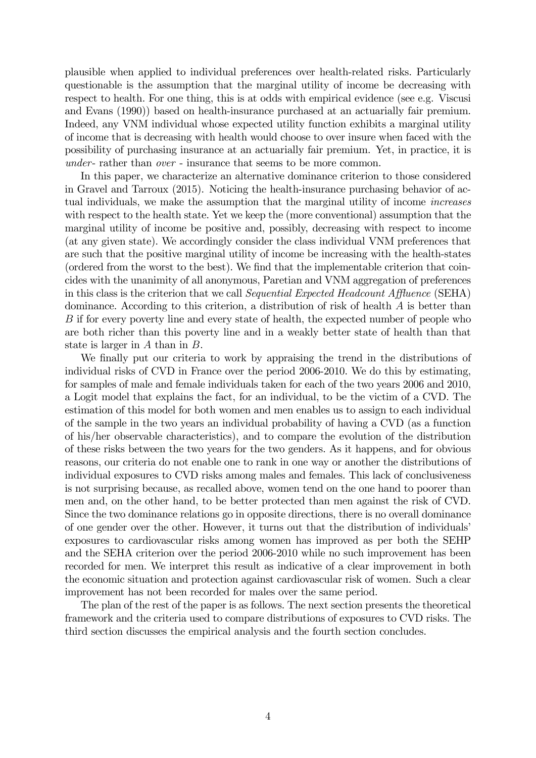plausible when applied to individual preferences over health-related risks. Particularly questionable is the assumption that the marginal utility of income be decreasing with respect to health. For one thing, this is at odds with empirical evidence (see e.g. Viscusi and Evans (1990)) based on health-insurance purchased at an actuarially fair premium. Indeed, any VNM individual whose expected utility function exhibits a marginal utility of income that is decreasing with health would choose to over insure when faced with the possibility of purchasing insurance at an actuarially fair premium. Yet, in practice, it is *under*- rather than *over* - insurance that seems to be more common.

In this paper, we characterize an alternative dominance criterion to those considered in Gravel and Tarroux (2015). Noticing the health-insurance purchasing behavior of actual individuals, we make the assumption that the marginal utility of income *increases* with respect to the health state. Yet we keep the (more conventional) assumption that the marginal utility of income be positive and, possibly, decreasing with respect to income (at any given state). We accordingly consider the class individual VNM preferences that are such that the positive marginal utility of income be increasing with the health-states (ordered from the worst to the best). We find that the implementable criterion that coincides with the unanimity of all anonymous, Paretian and VNM aggregation of preferences in this class is the criterion that we call *Sequential Expected Headcount Affluence* (SEHA) dominance. According to this criterion, a distribution of risk of health $A$ is better than $B$ if for every poverty line and every state of health, the expected number of people who are both richer than this poverty line and in a weakly better state of health than that state is larger in $A$ than in $B$.

We finally put our criteria to work by appraising the trend in the distributions of individual risks of CVD in France over the period 2006-2010. We do this by estimating, for samples of male and female individuals taken for each of the two years 2006 and 2010, a Logit model that explains the fact, for an individual, to be the victim of a CVD. The estimation of this model for both women and men enables us to assign to each individual of the sample in the two years an individual probability of having a CVD (as a function of his/her observable characteristics), and to compare the evolution of the distribution of these risks between the two years for the two genders. As it happens, and for obvious reasons, our criteria do not enable one to rank in one way or another the distributions of individual exposures to CVD risks among males and females. This lack of conclusiveness is not surprising because, as recalled above, women tend on the one hand to poorer than men and, on the other hand, to be better protected than men against the risk of CVD. Since the two dominance relations go in opposite directions, there is no overall dominance of one gender over the other. However, it turns out that the distribution of individuals' exposures to cardiovascular risks among women has improved as per both the SEHP and the SEHA criterion over the period 2006-2010 while no such improvement has been recorded for men. We interpret this result as indicative of a clear improvement in both the economic situation and protection against cardiovascular risk of women. Such a clear improvement has not been recorded for males over the same period.

The plan of the rest of the paper is as follows. The next section presents the theoretical framework and the criteria used to compare distributions of exposures to CVD risks. The third section discusses the empirical analysis and the fourth section concludes.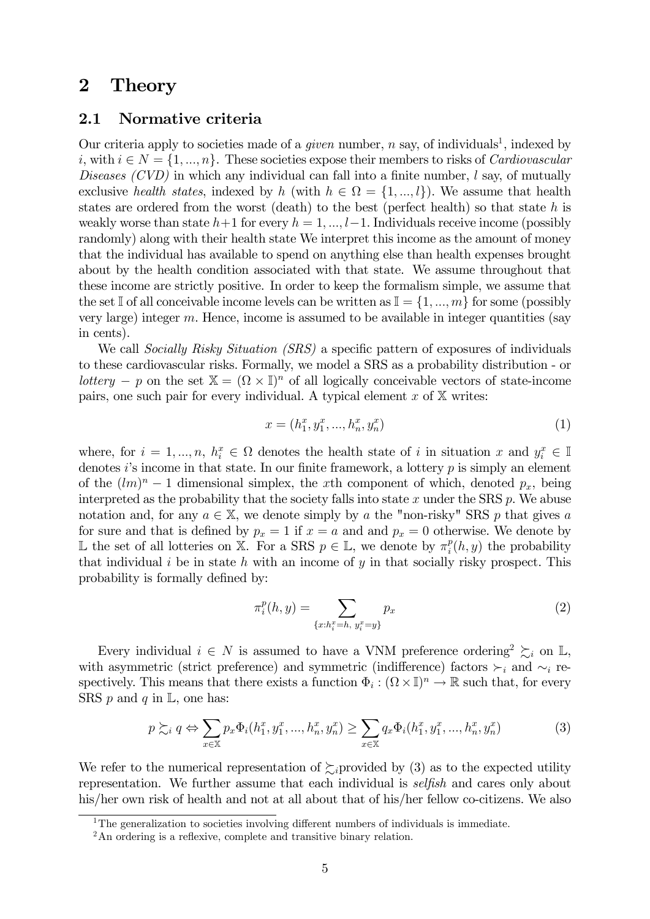# 2 Theory

## 2.1 Normative criteria

Our criteria apply to societies made of a *given* number, $n$ say, of individuals[1], indexed by $i$, with $i \in N = \{1, ..., n\}$. These societies expose their members to risks of *Cardiovascular Diseases (CVD)* in which any individual can fall into a finite number, $l$ say, of mutually exclusive *health states*, indexed by $h$ (with $h \in \Omega = \{1, ..., l\}$). We assume that health states are ordered from the worst (death) to the best (perfect health) so that state $h$ is weakly worse than state $h+1$ for every $h = 1, ..., l-1$. Individuals receive income (possibly randomly) along with their health state We interpret this income as the amount of money that the individual has available to spend on anything else than health expenses brought about by the health condition associated with that state. We assume throughout that these income are strictly positive. In order to keep the formalism simple, we assume that the set $\mathbb{I}$ of all conceivable income levels can be written as $\mathbb{I} = \{1, ..., m\}$ for some (possibly very large) integer $m$. Hence, income is assumed to be available in integer quantities (say in cents).

We call *Socially Risky Situation (SRS)* a specific pattern of exposures of individuals to these cardiovascular risks. Formally, we model a SRS as a probability distribution - or *lottery* $-$ $p$ on the set $\mathbb{X} = (\Omega \times \mathbb{I})^n$ of all logically conceivable vectors of state-income pairs, one such pair for every individual. A typical element $x$ of $\mathbb{X}$ writes:

$$x = (h_1^x, y_1^x, ..., h_n^x, y_n^x) \tag{1}$$

where, for $i = 1, ..., n$, $h_i^x \in \Omega$ denotes the health state of $i$ in situation $x$ and $y_i^x \in \mathbb{I}$ denotes $i$'s income in that state. In our finite framework, a lottery $p$ is simply an element of the $(lm)^n - 1$ dimensional simplex, the $x$th component of which, denoted $p_x$, being interpreted as the probability that the society falls into state $x$ under the SRS $p$. We abuse notation and, for any $a \in \mathbb{X}$, we denote simply by $a$ the "non-risky" SRS $p$ that gives $a$ for sure and that is defined by $p_x = 1$ if $x = a$ and and $p_x = 0$ otherwise. We denote by $\mathbb{L}$ the set of all lotteries on $\mathbb{X}$. For a SRS $p \in \mathbb{L}$, we denote by $\pi_i^p(h, y)$ the probability that individual $i$ be in state $h$ with an income of $y$ in that socially risky prospect. This probability is formally defined by:

$$\pi_i^p(h, y) = \sum_{\{x: h_i^x = h,\ y_i^x = y\}} p_x \tag{2}$$

Every individual $i \in N$ is assumed to have a VNM preference ordering[2] $\succsim_i$ on $\mathbb{L}$, with asymmetric (strict preference) and symmetric (indifference) factors $\succ_i$ and $\sim_i$ respectively. This means that there exists a function $\Phi_i : (\Omega \times \mathbb{I})^n \to \mathbb{R}$ such that, for every SRS $p$ and $q$ in $\mathbb{L}$, one has:

$$p \succsim_i q \Leftrightarrow \sum_{x \in \mathbb{X}} p_x \Phi_i(h_1^x, y_1^x, ..., h_n^x, y_n^x) \geq \sum_{x \in \mathbb{X}} q_x \Phi_i(h_1^x, y_1^x, ..., h_n^x, y_n^x) \tag{3}$$

We refer to the numerical representation of $\succsim_i$provided by (3) as to the expected utility representation. We further assume that each individual is *selfish* and cares only about his/her own risk of health and not at all about that of his/her fellow co-citizens. We also

[1] The generalization to societies involving different numbers of individuals is immediate.

[2] An ordering is a reflexive, complete and transitive binary relation.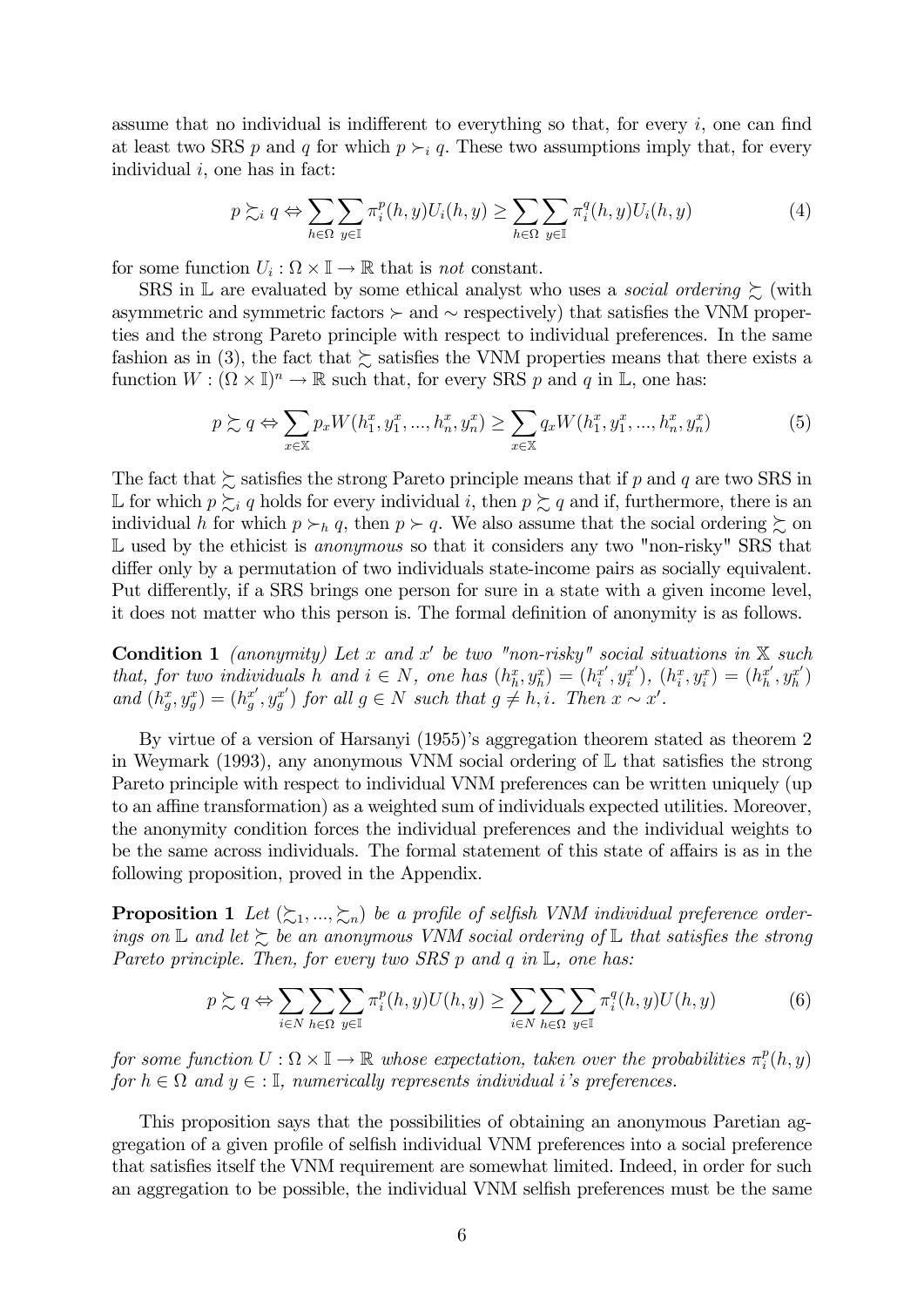assume that no individual is indifferent to everything so that, for every $i$, one can find at least two SRS $p$ and $q$ for which $p \succ_i q$. These two assumptions imply that, for every individual $i$, one has in fact:

$$p \succsim_i q \Leftrightarrow \sum_{h \in \Omega} \sum_{y \in \mathbb{I}} \pi_i^p(h,y) U_i(h,y) \geq \sum_{h \in \Omega} \sum_{y \in \mathbb{I}} \pi_i^q(h,y) U_i(h,y) \tag{4}$$

for some function $U_i : \Omega \times \mathbb{I} \to \mathbb{R}$ that is *not* constant.

SRS in $\mathbb{L}$ are evaluated by some ethical analyst who uses a *social ordering* $\succsim$ (with asymmetric and symmetric factors $\succ$ and $\sim$ respectively) that satisfies the VNM properties and the strong Pareto principle with respect to individual preferences. In the same fashion as in (3), the fact that $\succsim$ satisfies the VNM properties means that there exists a function $W : (\Omega \times \mathbb{I})^n \to \mathbb{R}$ such that, for every SRS $p$ and $q$ in $\mathbb{L}$, one has:

$$p \succsim q \Leftrightarrow \sum_{x \in \mathbb{X}} p_x W(h_1^x, y_1^x, ..., h_n^x, y_n^x) \geq \sum_{x \in \mathbb{X}} q_x W(h_1^x, y_1^x, ..., h_n^x, y_n^x) \tag{5}$$

The fact that $\succsim$ satisfies the strong Pareto principle means that if $p$ and $q$ are two SRS in $\mathbb{L}$ for which $p \succsim_i q$ holds for every individual $i$, then $p \succsim q$ and if, furthermore, there is an individual $h$ for which $p \succ_h q$, then $p \succ q$. We also assume that the social ordering $\succsim$ on $\mathbb{L}$ used by the ethicist is *anonymous* so that it considers any two "non-risky" SRS that differ only by a permutation of two individuals state-income pairs as socially equivalent. Put differently, if a SRS brings one person for sure in a state with a given income level, it does not matter who this person is. The formal definition of anonymity is as follows.

**Condition 1** *(anonymity) Let $x$ and $x'$ be two "non-risky" social situations in $\mathbb{X}$ such that, for two individuals $h$ and $i \in N$, one has $(h_h^x, y_h^x) = (h_i^{x'}, y_i^{x'})$, $(h_i^x, y_i^x) = (h_h^{x'}, y_h^{x'})$ and $(h_g^x, y_g^x) = (h_g^{x'}, y_g^{x'})$ for all $g \in N$ such that $g \neq h, i$. Then $x \sim x'$.*

By virtue of a version of Harsanyi (1955)'s aggregation theorem stated as theorem 2 in Weymark (1993), any anonymous VNM social ordering of $\mathbb{L}$ that satisfies the strong Pareto principle with respect to individual VNM preferences can be written uniquely (up to an affine transformation) as a weighted sum of individuals expected utilities. Moreover, the anonymity condition forces the individual preferences and the individual weights to be the same across individuals. The formal statement of this state of affairs is as in the following proposition, proved in the Appendix.

**Proposition 1** *Let $(\succsim_1, ..., \succsim_n)$ be a profile of selfish VNM individual preference orderings on $\mathbb{L}$ and let $\succsim$ be an anonymous VNM social ordering of $\mathbb{L}$ that satisfies the strong Pareto principle. Then, for every two SRS $p$ and $q$ in $\mathbb{L}$, one has:*

$$p \succsim q \Leftrightarrow \sum_{i \in N} \sum_{h \in \Omega} \sum_{y \in \mathbb{I}} \pi_i^p(h,y) U(h,y) \geq \sum_{i \in N} \sum_{h \in \Omega} \sum_{y \in \mathbb{I}} \pi_i^q(h,y) U(h,y) \tag{6}$$

*for some function $U : \Omega \times \mathbb{I} \to \mathbb{R}$ whose expectation, taken over the probabilities $\pi_i^p(h,y)$ for $h \in \Omega$ and $y \in : \mathbb{I}$, numerically represents individual $i$'s preferences.*

This proposition says that the possibilities of obtaining an anonymous Paretian aggregation of a given profile of selfish individual VNM preferences into a social preference that satisfies itself the VNM requirement are somewhat limited. Indeed, in order for such an aggregation to be possible, the individual VNM selfish preferences must be the same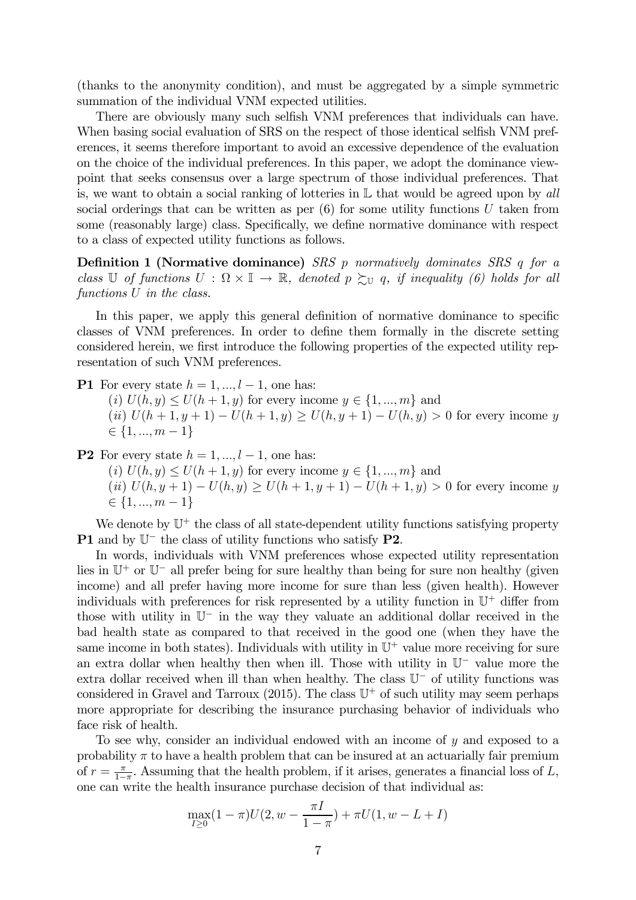(thanks to the anonymity condition), and must be aggregated by a simple symmetric summation of the individual VNM expected utilities.

There are obviously many such selfish VNM preferences that individuals can have. When basing social evaluation of SRS on the respect of those identical selfish VNM preferences, it seems therefore important to avoid an excessive dependence of the evaluation on the choice of the individual preferences. In this paper, we adopt the dominance viewpoint that seeks consensus over a large spectrum of those individual preferences. That is, we want to obtain a social ranking of lotteries in $\mathbb{L}$ that would be agreed upon by *all* social orderings that can be written as per (6) for some utility functions $U$ taken from some (reasonably large) class. Specifically, we define normative dominance with respect to a class of expected utility functions as follows.

**Definition 1 (Normative dominance)** *SRS $p$ normatively dominates SRS $q$ for a class $\mathbb{U}$ of functions $U : \Omega \times \mathbb{I} \to \mathbb{R}$, denoted $p \succsim_{\mathbb{U}} q$, if inequality (6) holds for all functions $U$ in the class.*

In this paper, we apply this general definition of normative dominance to specific classes of VNM preferences. In order to define them formally in the discrete setting considered herein, we first introduce the following properties of the expected utility representation of such VNM preferences.

**P1** For every state $h = 1, ..., l-1$, one has:
(*i*) $U(h, y) \leq U(h+1, y)$ for every income $y \in \{1, ..., m\}$ and
(*ii*) $U(h+1, y+1) - U(h+1, y) \geq U(h, y+1) - U(h, y) > 0$ for every income $y \in \{1, ..., m-1\}$

**P2** For every state $h = 1, ..., l-1$, one has:
(*i*) $U(h, y) \leq U(h+1, y)$ for every income $y \in \{1, ..., m\}$ and
(*ii*) $U(h, y+1) - U(h, y) \geq U(h+1, y+1) - U(h+1, y) > 0$ for every income $y \in \{1, ..., m-1\}$

We denote by $\mathbb{U}^+$ the class of all state-dependent utility functions satisfying property **P1** and by $\mathbb{U}^-$ the class of utility functions who satisfy **P2**.

In words, individuals with VNM preferences whose expected utility representation lies in $\mathbb{U}^+$ or $\mathbb{U}^-$ all prefer being for sure healthy than being for sure non healthy (given income) and all prefer having more income for sure than less (given health). However individuals with preferences for risk represented by a utility function in $\mathbb{U}^+$ differ from those with utility in $\mathbb{U}^-$ in the way they valuate an additional dollar received in the bad health state as compared to that received in the good one (when they have the same income in both states). Individuals with utility in $\mathbb{U}^+$ value more receiving for sure an extra dollar when healthy then when ill. Those with utility in $\mathbb{U}^-$ value more the extra dollar received when ill than when healthy. The class $\mathbb{U}^-$ of utility functions was considered in Gravel and Tarroux (2015). The class $\mathbb{U}^+$ of such utility may seem perhaps more appropriate for describing the insurance purchasing behavior of individuals who face risk of health.

To see why, consider an individual endowed with an income of $y$ and exposed to a probability $\pi$ to have a health problem that can be insured at an actuarially fair premium of $r = \frac{\pi}{1-\pi}$. Assuming that the health problem, if it arises, generates a financial loss of $L$, one can write the health insurance purchase decision of that individual as:

$$\max_{I \geq 0} (1-\pi) U(2, w - \frac{\pi I}{1-\pi}) + \pi U(1, w - L + I)$$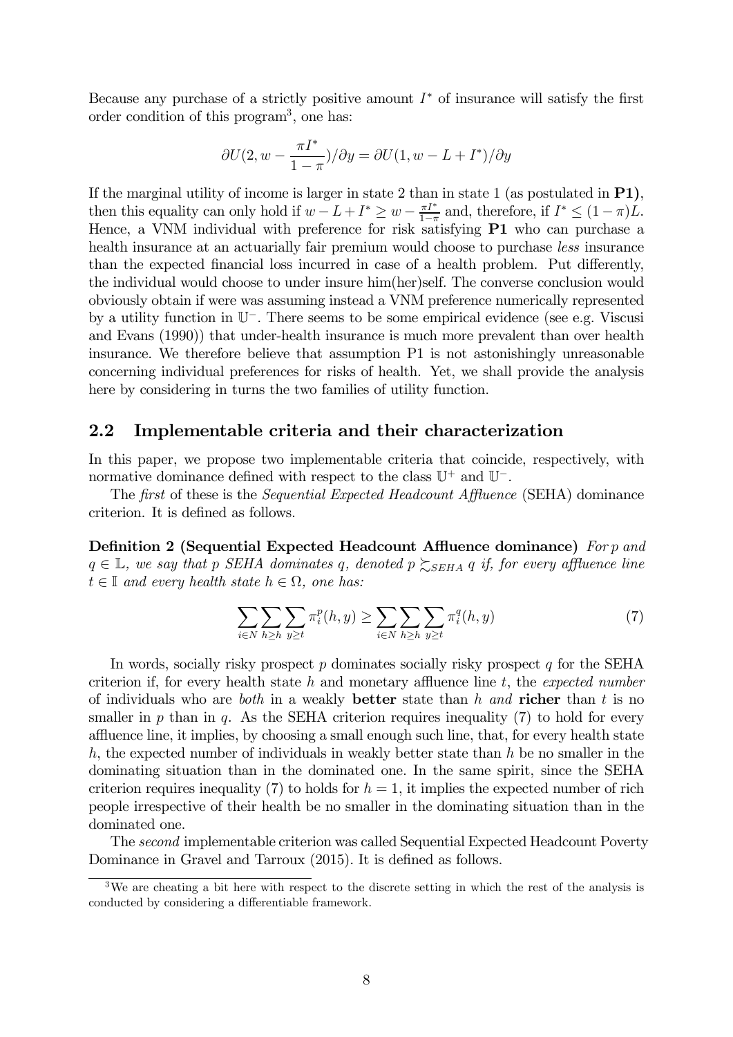Because any purchase of a strictly positive amount $I^*$ of insurance will satisfy the first order condition of this program[3], one has:

$$\partial U(2, w - \frac{\pi I^*}{1-\pi})/\partial y = \partial U(1, w - L + I^*)/\partial y$$

If the marginal utility of income is larger in state 2 than in state 1 (as postulated in **P1)**, then this equality can only hold if $w - L + I^* \geq w - \frac{\pi I^*}{1-\pi}$ and, therefore, if $I^* \leq (1-\pi)L$. Hence, a VNM individual with preference for risk satisfying **P1** who can purchase a health insurance at an actuarially fair premium would choose to purchase *less* insurance than the expected financial loss incurred in case of a health problem. Put differently, the individual would choose to under insure him(her)self. The converse conclusion would obviously obtain if were was assuming instead a VNM preference numerically represented by a utility function in $\mathbb{U}^-$. There seems to be some empirical evidence (see e.g. Viscusi and Evans (1990)) that under-health insurance is much more prevalent than over health insurance. We therefore believe that assumption P1 is not astonishingly unreasonable concerning individual preferences for risks of health. Yet, we shall provide the analysis here by considering in turns the two families of utility function.

## 2.2 Implementable criteria and their characterization

In this paper, we propose two implementable criteria that coincide, respectively, with normative dominance defined with respect to the class $\mathbb{U}^+$ and $\mathbb{U}^-$.

The *first* of these is the *Sequential Expected Headcount Affluence* (SEHA) dominance criterion. It is defined as follows.

**Definition 2 (Sequential Expected Headcount Affluence dominance)** *For $p$ and $q \in \mathbb{L}$, we say that $p$ SEHA dominates $q$, denoted $p \succsim_{SEHA} q$ if, for every affluence line $t \in \mathbb{I}$ and every health state $h \in \Omega$, one has:*

$$\sum_{i \in N} \sum_{h \geq h} \sum_{y \geq t} \pi_i^p(h, y) \geq \sum_{i \in N} \sum_{h \geq h} \sum_{y \geq t} \pi_i^q(h, y) \tag{7}$$

In words, socially risky prospect $p$ dominates socially risky prospect $q$ for the SEHA criterion if, for every health state $h$ and monetary affluence line $t$, the *expected number* of individuals who are *both* in a weakly **better** state than $h$ *and* **richer** than $t$ is no smaller in $p$ than in $q$. As the SEHA criterion requires inequality (7) to hold for every affluence line, it implies, by choosing a small enough such line, that, for every health state $h$, the expected number of individuals in weakly better state than $h$ be no smaller in the dominating situation than in the dominated one. In the same spirit, since the SEHA criterion requires inequality (7) to holds for $h = 1$, it implies the expected number of rich people irrespective of their health be no smaller in the dominating situation than in the dominated one.

The *second* implementable criterion was called Sequential Expected Headcount Poverty Dominance in Gravel and Tarroux (2015). It is defined as follows.

[3] We are cheating a bit here with respect to the discrete setting in which the rest of the analysis is conducted by considering a differentiable framework.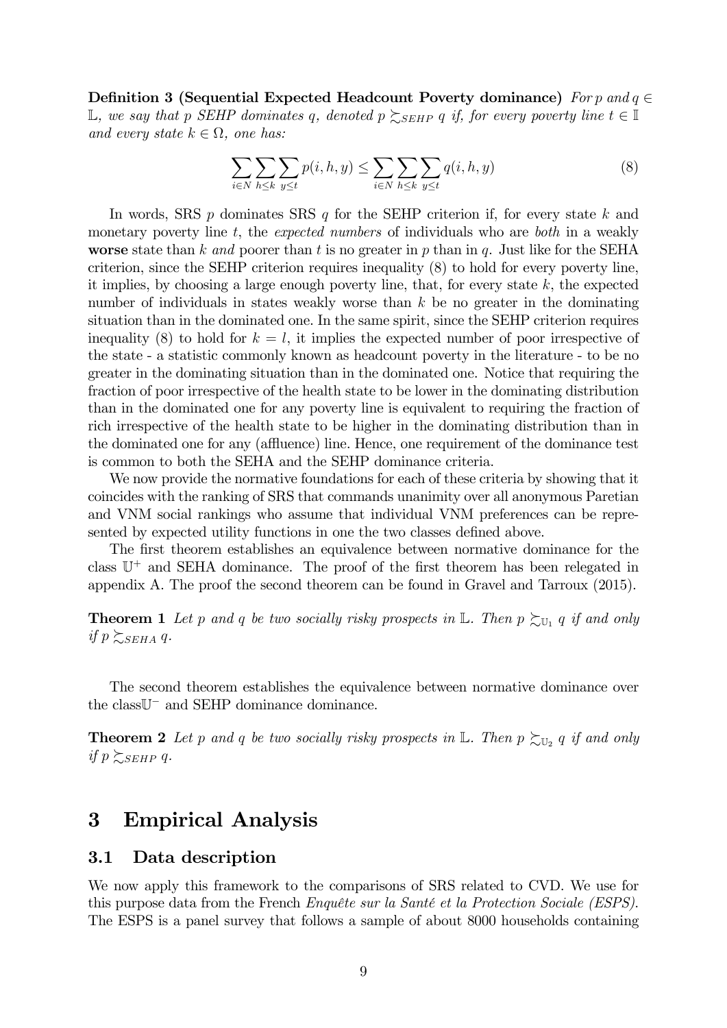**Definition 3 (Sequential Expected Headcount Poverty dominance)** *For $p$ and $q \in \mathbb{L}$, we say that $p$ SEHP dominates $q$, denoted $p \succsim_{SEHP} q$ if, for every poverty line $t \in \mathbb{I}$ and every state $k \in \Omega$, one has:*

$$\sum_{i \in N} \sum_{h \leq k} \sum_{y \leq t} p(i, h, y) \leq \sum_{i \in N} \sum_{h \leq k} \sum_{y \leq t} q(i, h, y) \tag{8}$$

In words, SRS $p$ dominates SRS $q$ for the SEHP criterion if, for every state $k$ and monetary poverty line $t$, the *expected numbers* of individuals who are *both* in a weakly **worse** state than $k$ *and* poorer than $t$ is no greater in $p$ than in $q$. Just like for the SEHA criterion, since the SEHP criterion requires inequality (8) to hold for every poverty line, it implies, by choosing a large enough poverty line, that, for every state $k$, the expected number of individuals in states weakly worse than $k$ be no greater in the dominating situation than in the dominated one. In the same spirit, since the SEHP criterion requires inequality (8) to hold for $k = l$, it implies the expected number of poor irrespective of the state - a statistic commonly known as headcount poverty in the literature - to be no greater in the dominating situation than in the dominated one. Notice that requiring the fraction of poor irrespective of the health state to be lower in the dominating distribution than in the dominated one for any poverty line is equivalent to requiring the fraction of rich irrespective of the health state to be higher in the dominating distribution than in the dominated one for any (affluence) line. Hence, one requirement of the dominance test is common to both the SEHA and the SEHP dominance criteria.

We now provide the normative foundations for each of these criteria by showing that it coincides with the ranking of SRS that commands unanimity over all anonymous Paretian and VNM social rankings who assume that individual VNM preferences can be represented by expected utility functions in one the two classes defined above.

The first theorem establishes an equivalence between normative dominance for the class $\mathbb{U}^+$ and SEHA dominance. The proof of the first theorem has been relegated in appendix A. The proof the second theorem can be found in Gravel and Tarroux (2015).

**Theorem 1** *Let $p$ and $q$ be two socially risky prospects in $\mathbb{L}$. Then $p \succsim_{\mathbb{U}_1} q$ if and only if $p \succsim_{SEHA} q$.*

The second theorem establishes the equivalence between normative dominance over the class$\mathbb{U}^-$ and SEHP dominance dominance.

**Theorem 2** *Let $p$ and $q$ be two socially risky prospects in $\mathbb{L}$. Then $p \succsim_{\mathbb{U}_2} q$ if and only if $p \succsim_{SEHP} q$.*

# 3 Empirical Analysis

## 3.1 Data description

We now apply this framework to the comparisons of SRS related to CVD. We use for this purpose data from the French *Enquête sur la Santé et la Protection Sociale (ESPS)*. The ESPS is a panel survey that follows a sample of about 8000 households containing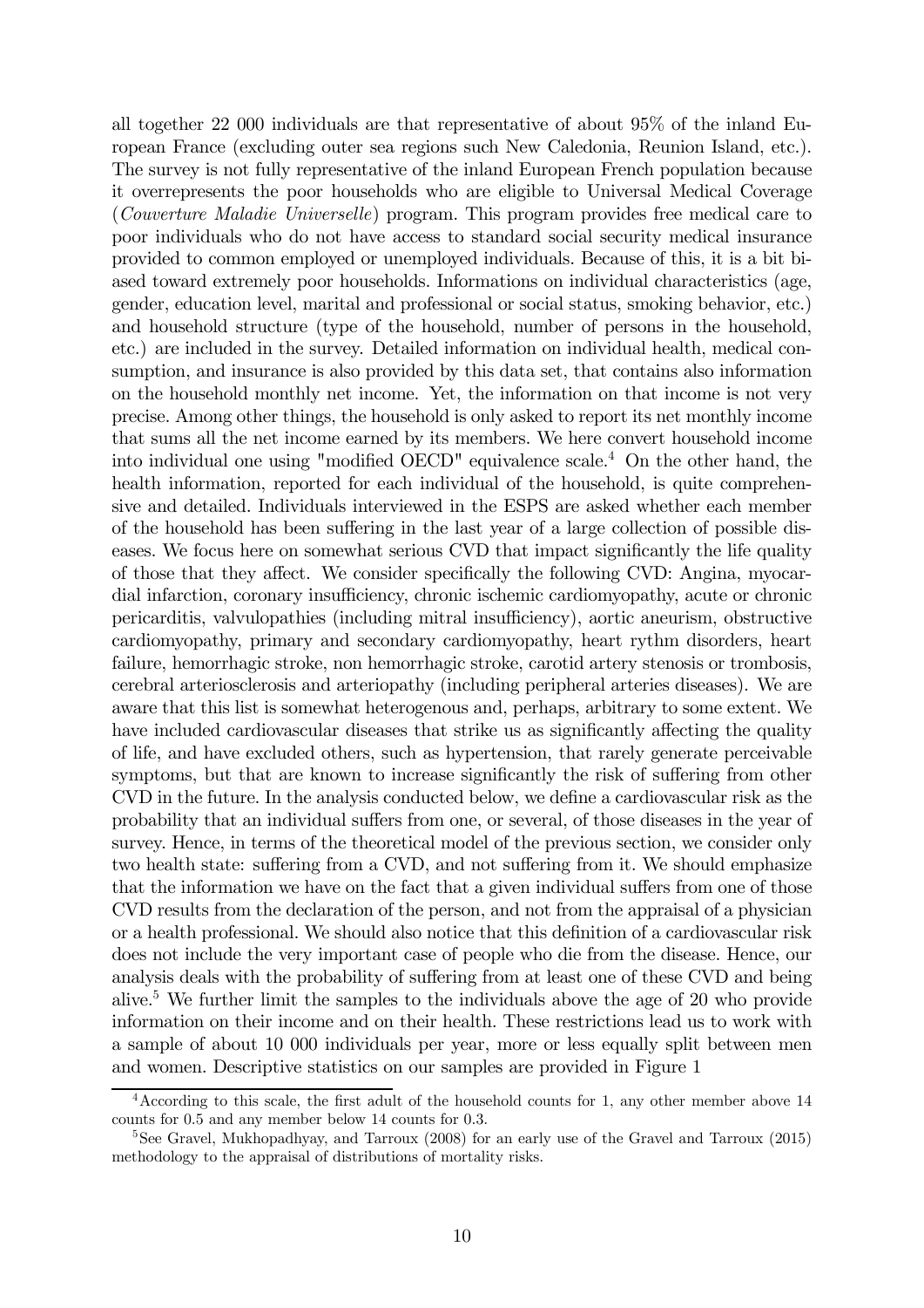all together 22 000 individuals are that representative of about 95% of the inland European France (excluding outer sea regions such New Caledonia, Reunion Island, etc.). The survey is not fully representative of the inland European French population because it overrepresents the poor households who are eligible to Universal Medical Coverage (*Couverture Maladie Universelle*) program. This program provides free medical care to poor individuals who do not have access to standard social security medical insurance provided to common employed or unemployed individuals. Because of this, it is a bit biased toward extremely poor households. Informations on individual characteristics (age, gender, education level, marital and professional or social status, smoking behavior, etc.) and household structure (type of the household, number of persons in the household, etc.) are included in the survey. Detailed information on individual health, medical consumption, and insurance is also provided by this data set, that contains also information on the household monthly net income. Yet, the information on that income is not very precise. Among other things, the household is only asked to report its net monthly income that sums all the net income earned by its members. We here convert household income into individual one using "modified OECD" equivalence scale.[4] On the other hand, the health information, reported for each individual of the household, is quite comprehensive and detailed. Individuals interviewed in the ESPS are asked whether each member of the household has been suffering in the last year of a large collection of possible diseases. We focus here on somewhat serious CVD that impact significantly the life quality of those that they affect. We consider specifically the following CVD: Angina, myocardial infarction, coronary insufficiency, chronic ischemic cardiomyopathy, acute or chronic pericarditis, valvulopathies (including mitral insufficiency), aortic aneurism, obstructive cardiomyopathy, primary and secondary cardiomyopathy, heart rythm disorders, heart failure, hemorrhagic stroke, non hemorrhagic stroke, carotid artery stenosis or trombosis, cerebral arteriosclerosis and arteriopathy (including peripheral arteries diseases). We are aware that this list is somewhat heterogenous and, perhaps, arbitrary to some extent. We have included cardiovascular diseases that strike us as significantly affecting the quality of life, and have excluded others, such as hypertension, that rarely generate perceivable symptoms, but that are known to increase significantly the risk of suffering from other CVD in the future. In the analysis conducted below, we define a cardiovascular risk as the probability that an individual suffers from one, or several, of those diseases in the year of survey. Hence, in terms of the theoretical model of the previous section, we consider only two health state: suffering from a CVD, and not suffering from it. We should emphasize that the information we have on the fact that a given individual suffers from one of those CVD results from the declaration of the person, and not from the appraisal of a physician or a health professional. We should also notice that this definition of a cardiovascular risk does not include the very important case of people who die from the disease. Hence, our analysis deals with the probability of suffering from at least one of these CVD and being alive.[5] We further limit the samples to the individuals above the age of 20 who provide information on their income and on their health. These restrictions lead us to work with a sample of about 10 000 individuals per year, more or less equally split between men and women. Descriptive statistics on our samples are provided in Figure 1

[4] According to this scale, the first adult of the household counts for 1, any other member above 14 counts for 0.5 and any member below 14 counts for 0.3.

[5] See Gravel, Mukhopadhyay, and Tarroux (2008) for an early use of the Gravel and Tarroux (2015) methodology to the appraisal of distributions of mortality risks.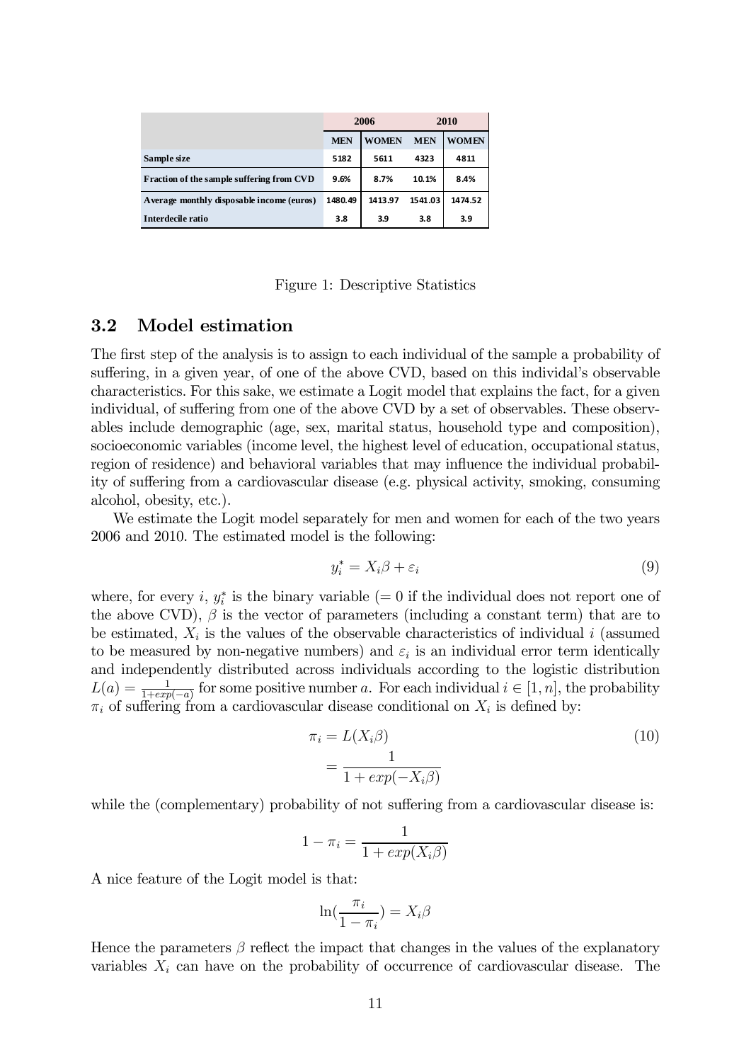| | 2006 | | 2010 | |
|---|---|---|---|---|
| | **MEN** | **WOMEN** | **MEN** | **WOMEN** |
| **Sample size** | 5182 | 5611 | 4323 | 4811 |
| **Fraction of the sample suffering from CVD** | 9.6% | 8.7% | 10.1% | 8.4% |
| **Average monthly disposable income (euros)** | 1480.49 | 1413.97 | 1541.03 | 1474.52 |
| **Interdecile ratio** | 3.8 | 3.9 | 3.8 | 3.9 |

Figure 1: Descriptive Statistics

## 3.2 Model estimation

The first step of the analysis is to assign to each individual of the sample a probability of suffering, in a given year, of one of the above CVD, based on this individual's observable characteristics. For this sake, we estimate a Logit model that explains the fact, for a given individual, of suffering from one of the above CVD by a set of observables. These observables include demographic (age, sex, marital status, household type and composition), socioeconomic variables (income level, the highest level of education, occupational status, region of residence) and behavioral variables that may influence the individual probability of suffering from a cardiovascular disease (e.g. physical activity, smoking, consuming alcohol, obesity, etc.).

We estimate the Logit model separately for men and women for each of the two years 2006 and 2010. The estimated model is the following:

$$y_i^* = X_i\beta + \varepsilon_i \tag{9}$$

where, for every $i$, $y_i^*$ is the binary variable ($= 0$ if the individual does not report one of the above CVD), $\beta$ is the vector of parameters (including a constant term) that are to be estimated, $X_i$ is the values of the observable characteristics of individual $i$ (assumed to be measured by non-negative numbers) and $\varepsilon_i$ is an individual error term identically and independently distributed across individuals according to the logistic distribution $L(a) = \frac{1}{1+exp(-a)}$ for some positive number $a$. For each individual $i \in [1, n]$, the probability $\pi_i$ of suffering from a cardiovascular disease conditional on $X_i$ is defined by:

$$\begin{aligned}\pi_i &= L(X_i\beta) \\ &= \frac{1}{1 + exp(-X_i\beta)}\end{aligned} \tag{10}$$

while the (complementary) probability of not suffering from a cardiovascular disease is:

$$1 - \pi_i = \frac{1}{1 + exp(X_i\beta)}$$

A nice feature of the Logit model is that:

$$\ln(\frac{\pi_i}{1 - \pi_i}) = X_i\beta$$

Hence the parameters $\beta$ reflect the impact that changes in the values of the explanatory variables $X_i$ can have on the probability of occurrence of cardiovascular disease. The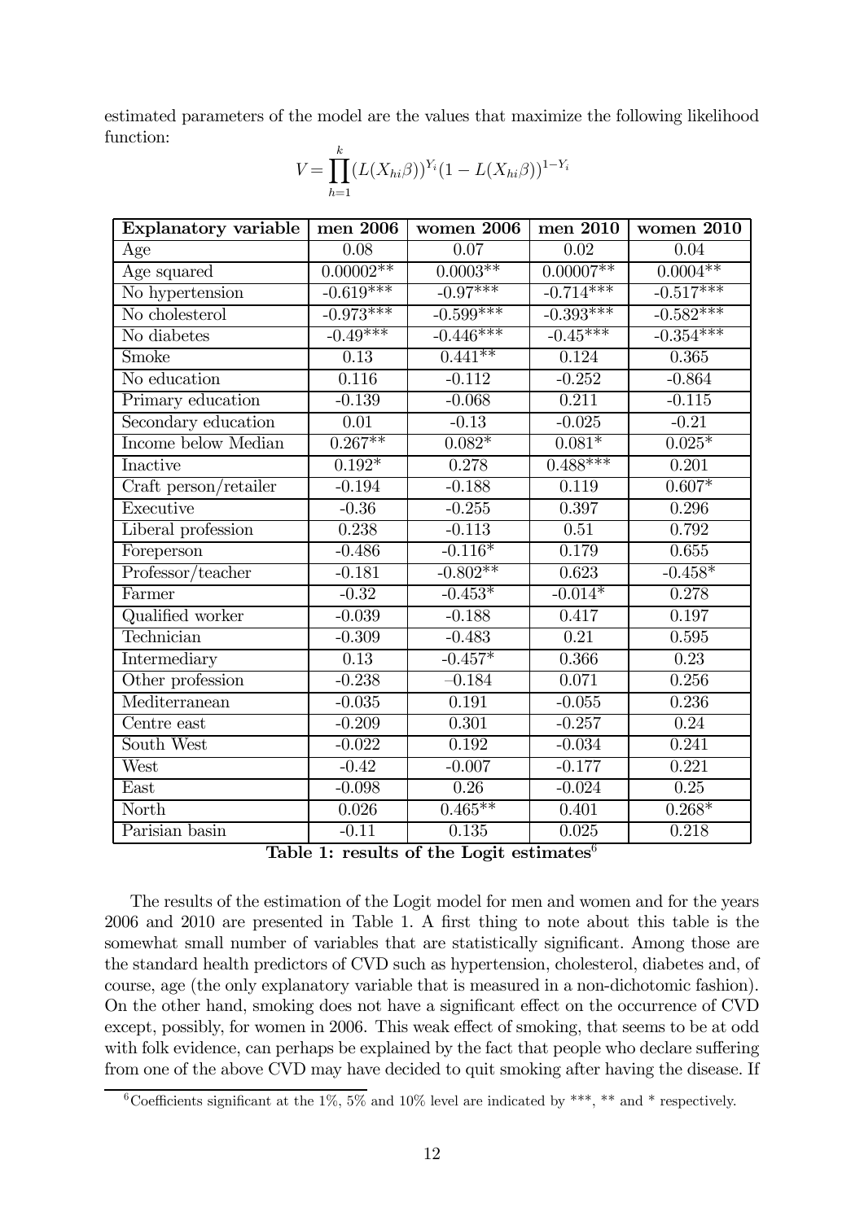estimated parameters of the model are the values that maximize the following likelihood function:

$$V = \prod_{h=1}^{k} (L(X_{hi}\beta))^{Y_i}(1 - L(X_{hi}\beta))^{1-Y_i}$$

| Explanatory variable | men 2006 | women 2006 | men 2010 | women 2010 |
|---|---|---|---|---|
| Age | 0.08 | 0.07 | 0.02 | 0.04 |
| Age squared | 0.00002** | 0.0003** | 0.00007** | 0.0004** |
| No hypertension | -0.619*** | -0.97*** | -0.714*** | -0.517*** |
| No cholesterol | -0.973*** | -0.599*** | -0.393*** | -0.582*** |
| No diabetes | -0.49*** | -0.446*** | -0.45*** | -0.354*** |
| Smoke | 0.13 | 0.441** | 0.124 | 0.365 |
| No education | 0.116 | -0.112 | -0.252 | -0.864 |
| Primary education | -0.139 | -0.068 | 0.211 | -0.115 |
| Secondary education | 0.01 | -0.13 | -0.025 | -0.21 |
| Income below Median | 0.267** | 0.082* | 0.081* | 0.025* |
| Inactive | 0.192* | 0.278 | 0.488*** | 0.201 |
| Craft person/retailer | -0.194 | -0.188 | 0.119 | 0.607* |
| Executive | -0.36 | -0.255 | 0.397 | 0.296 |
| Liberal profession | 0.238 | -0.113 | 0.51 | 0.792 |
| Foreperson | -0.486 | -0.116* | 0.179 | 0.655 |
| Professor/teacher | -0.181 | -0.802** | 0.623 | -0.458* |
| Farmer | -0.32 | -0.453* | -0.014* | 0.278 |
| Qualified worker | -0.039 | -0.188 | 0.417 | 0.197 |
| Technician | -0.309 | -0.483 | 0.21 | 0.595 |
| Intermediary | 0.13 | -0.457* | 0.366 | 0.23 |
| Other profession | -0.238 | –0.184 | 0.071 | 0.256 |
| Mediterranean | -0.035 | 0.191 | -0.055 | 0.236 |
| Centre east | -0.209 | 0.301 | -0.257 | 0.24 |
| South West | -0.022 | 0.192 | -0.034 | 0.241 |
| West | -0.42 | -0.007 | -0.177 | 0.221 |
| East | -0.098 | 0.26 | -0.024 | 0.25 |
| North | 0.026 | 0.465** | 0.401 | 0.268* |
| Parisian basin | -0.11 | 0.135 | 0.025 | 0.218 |

**Table 1: results of the Logit estimates**[6]

The results of the estimation of the Logit model for men and women and for the years 2006 and 2010 are presented in Table 1. A first thing to note about this table is the somewhat small number of variables that are statistically significant. Among those are the standard health predictors of CVD such as hypertension, cholesterol, diabetes and, of course, age (the only explanatory variable that is measured in a non-dichotomic fashion). On the other hand, smoking does not have a significant effect on the occurrence of CVD except, possibly, for women in 2006. This weak effect of smoking, that seems to be at odd with folk evidence, can perhaps be explained by the fact that people who declare suffering from one of the above CVD may have decided to quit smoking after having the disease. If

[6] Coefficients significant at the 1%, 5% and 10% level are indicated by ***, ** and * respectively.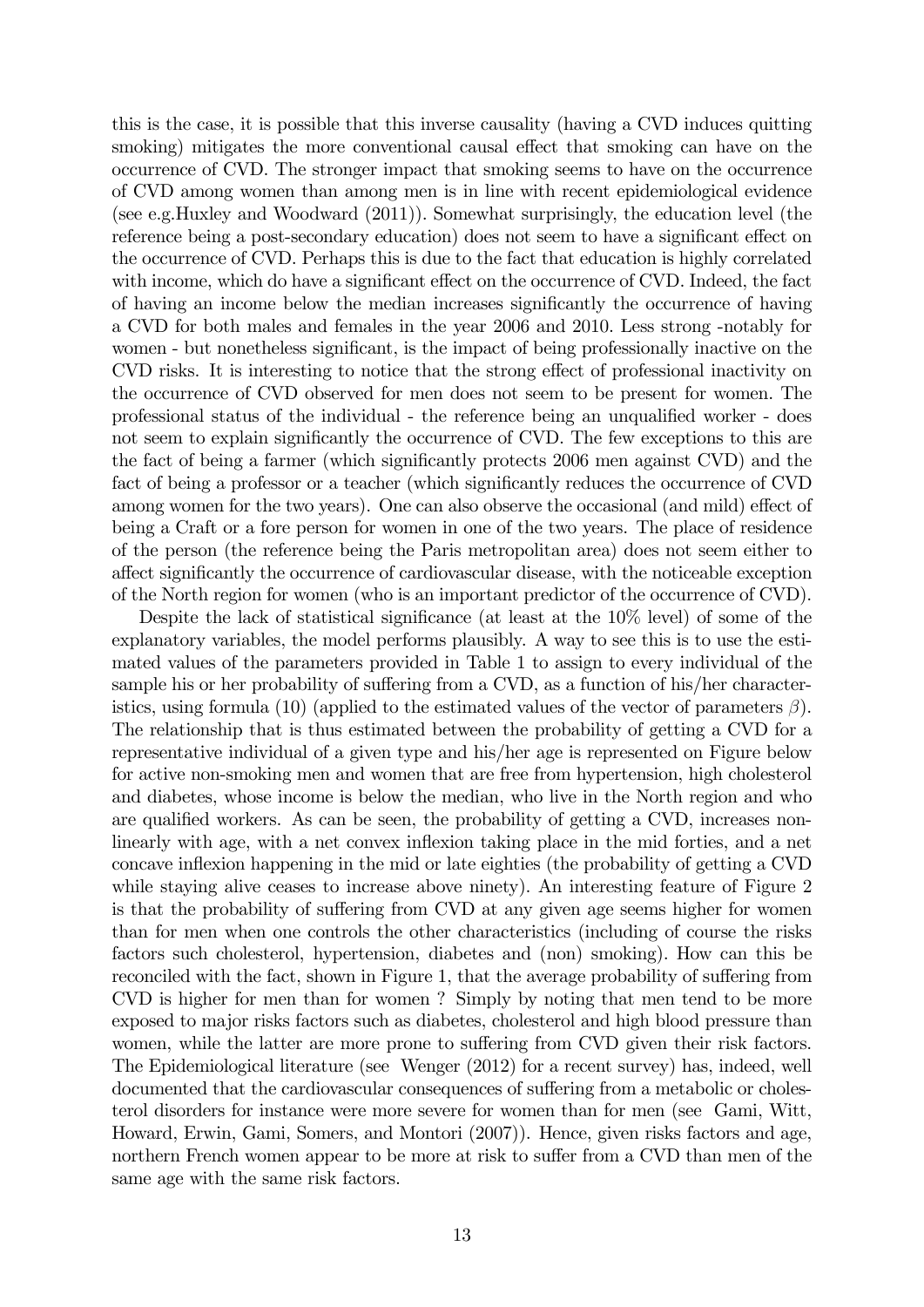this is the case, it is possible that this inverse causality (having a CVD induces quitting smoking) mitigates the more conventional causal effect that smoking can have on the occurrence of CVD. The stronger impact that smoking seems to have on the occurrence of CVD among women than among men is in line with recent epidemiological evidence (see e.g.Huxley and Woodward (2011)). Somewhat surprisingly, the education level (the reference being a post-secondary education) does not seem to have a significant effect on the occurrence of CVD. Perhaps this is due to the fact that education is highly correlated with income, which do have a significant effect on the occurrence of CVD. Indeed, the fact of having an income below the median increases significantly the occurrence of having a CVD for both males and females in the year 2006 and 2010. Less strong -notably for women - but nonetheless significant, is the impact of being professionally inactive on the CVD risks. It is interesting to notice that the strong effect of professional inactivity on the occurrence of CVD observed for men does not seem to be present for women. The professional status of the individual - the reference being an unqualified worker - does not seem to explain significantly the occurrence of CVD. The few exceptions to this are the fact of being a farmer (which significantly protects 2006 men against CVD) and the fact of being a professor or a teacher (which significantly reduces the occurrence of CVD among women for the two years). One can also observe the occasional (and mild) effect of being a Craft or a fore person for women in one of the two years. The place of residence of the person (the reference being the Paris metropolitan area) does not seem either to affect significantly the occurrence of cardiovascular disease, with the noticeable exception of the North region for women (who is an important predictor of the occurrence of CVD).

Despite the lack of statistical significance (at least at the 10% level) of some of the explanatory variables, the model performs plausibly. A way to see this is to use the estimated values of the parameters provided in Table 1 to assign to every individual of the sample his or her probability of suffering from a CVD, as a function of his/her characteristics, using formula (10) (applied to the estimated values of the vector of parameters $\beta$). The relationship that is thus estimated between the probability of getting a CVD for a representative individual of a given type and his/her age is represented on Figure below for active non-smoking men and women that are free from hypertension, high cholesterol and diabetes, whose income is below the median, who live in the North region and who are qualified workers. As can be seen, the probability of getting a CVD, increases non-linearly with age, with a net convex inflexion taking place in the mid forties, and a net concave inflexion happening in the mid or late eighties (the probability of getting a CVD while staying alive ceases to increase above ninety). An interesting feature of Figure 2 is that the probability of suffering from CVD at any given age seems higher for women than for men when one controls the other characteristics (including of course the risks factors such cholesterol, hypertension, diabetes and (non) smoking). How can this be reconciled with the fact, shown in Figure 1, that the average probability of suffering from CVD is higher for men than for women ? Simply by noting that men tend to be more exposed to major risks factors such as diabetes, cholesterol and high blood pressure than women, while the latter are more prone to suffering from CVD given their risk factors. The Epidemiological literature (see Wenger (2012) for a recent survey) has, indeed, well documented that the cardiovascular consequences of suffering from a metabolic or cholesterol disorders for instance were more severe for women than for men (see Gami, Witt, Howard, Erwin, Gami, Somers, and Montori (2007)). Hence, given risks factors and age, northern French women appear to be more at risk to suffer from a CVD than men of the same age with the same risk factors.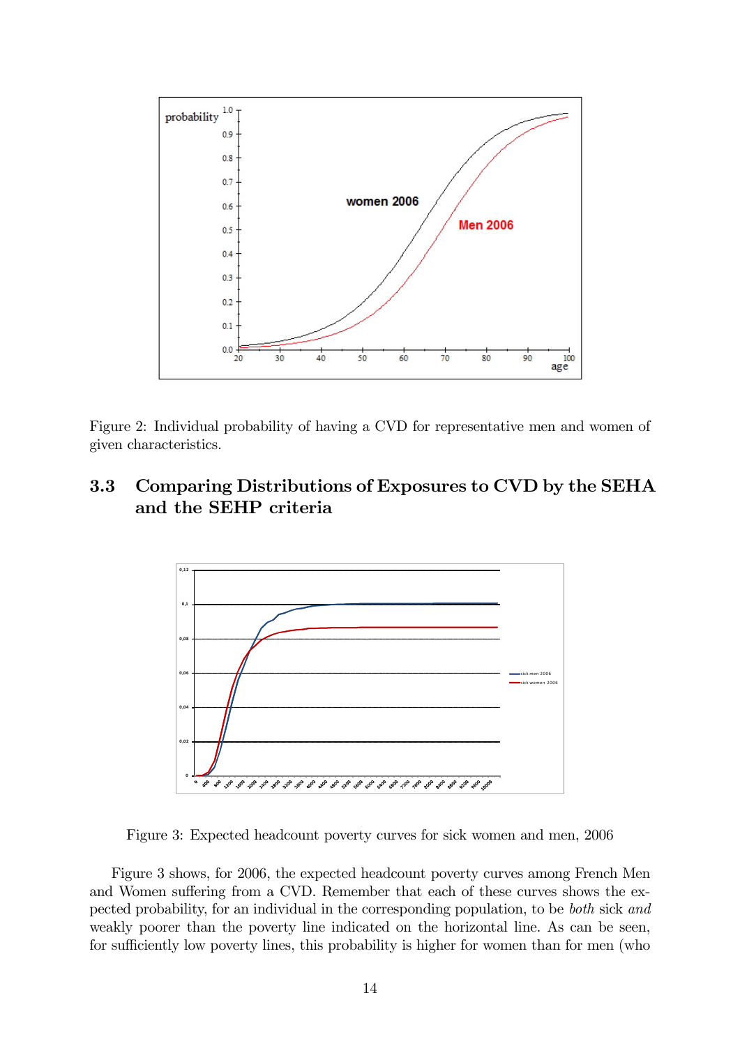Figure 2: Individual probability of having a CVD for representative men and women of given characteristics.

## 3.3 Comparing Distributions of Exposures to CVD by the SEHA and the SEHP criteria

Figure 3: Expected headcount poverty curves for sick women and men, 2006

Figure 3 shows, for 2006, the expected headcount poverty curves among French Men and Women suffering from a CVD. Remember that each of these curves shows the expected probability, for an individual in the corresponding population, to be *both* sick *and* weakly poorer than the poverty line indicated on the horizontal line. As can be seen, for sufficiently low poverty lines, this probability is higher for women than for men (who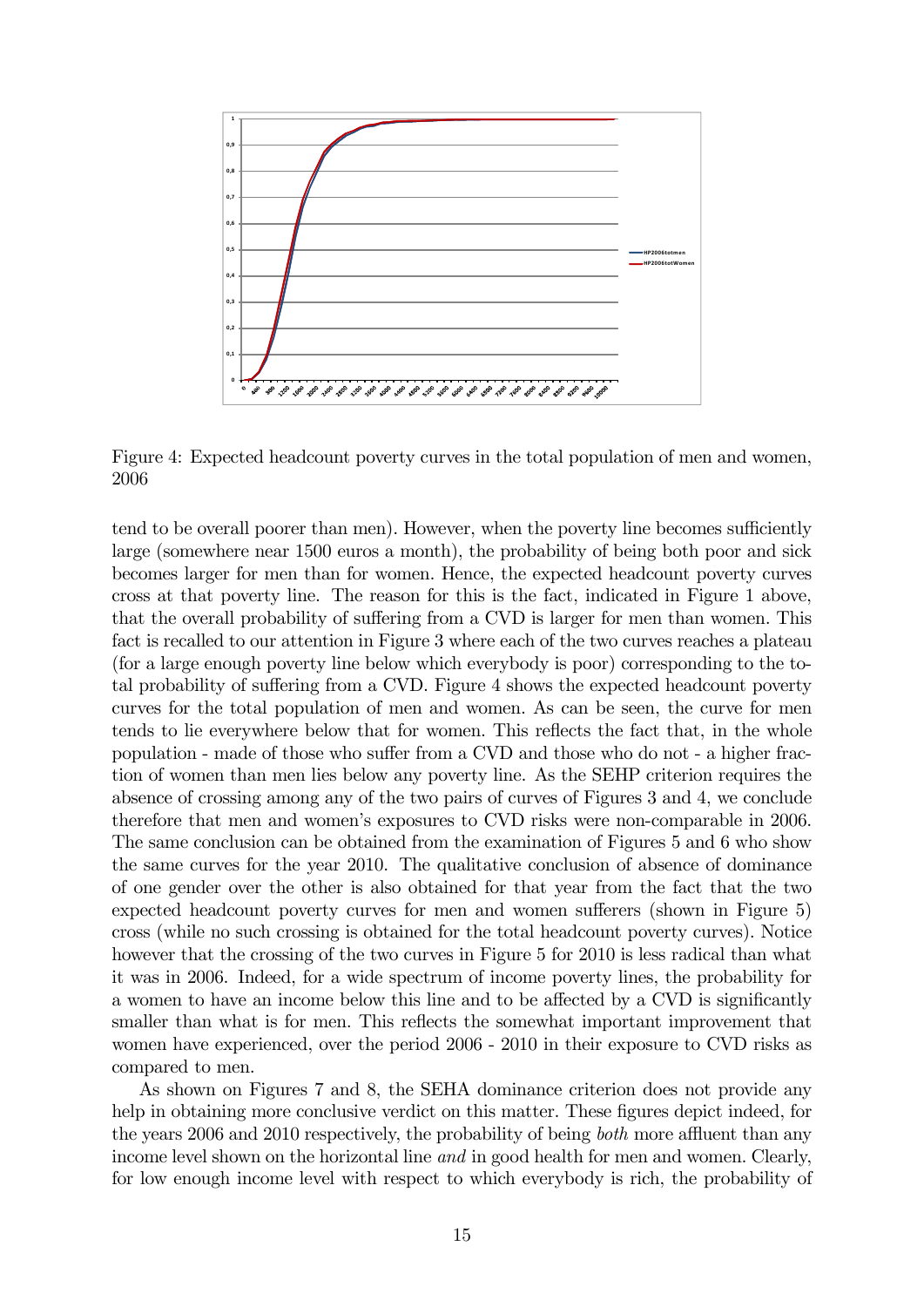Figure 4: Expected headcount poverty curves in the total population of men and women, 2006

tend to be overall poorer than men). However, when the poverty line becomes sufficiently large (somewhere near 1500 euros a month), the probability of being both poor and sick becomes larger for men than for women. Hence, the expected headcount poverty curves cross at that poverty line. The reason for this is the fact, indicated in Figure 1 above, that the overall probability of suffering from a CVD is larger for men than women. This fact is recalled to our attention in Figure 3 where each of the two curves reaches a plateau (for a large enough poverty line below which everybody is poor) corresponding to the total probability of suffering from a CVD. Figure 4 shows the expected headcount poverty curves for the total population of men and women. As can be seen, the curve for men tends to lie everywhere below that for women. This reflects the fact that, in the whole population - made of those who suffer from a CVD and those who do not - a higher fraction of women than men lies below any poverty line. As the SEHP criterion requires the absence of crossing among any of the two pairs of curves of Figures 3 and 4, we conclude therefore that men and women's exposures to CVD risks were non-comparable in 2006. The same conclusion can be obtained from the examination of Figures 5 and 6 who show the same curves for the year 2010. The qualitative conclusion of absence of dominance of one gender over the other is also obtained for that year from the fact that the two expected headcount poverty curves for men and women sufferers (shown in Figure 5) cross (while no such crossing is obtained for the total headcount poverty curves). Notice however that the crossing of the two curves in Figure 5 for 2010 is less radical than what it was in 2006. Indeed, for a wide spectrum of income poverty lines, the probability for a women to have an income below this line and to be affected by a CVD is significantly smaller than what is for men. This reflects the somewhat important improvement that women have experienced, over the period 2006 - 2010 in their exposure to CVD risks as compared to men.

As shown on Figures 7 and 8, the SEHA dominance criterion does not provide any help in obtaining more conclusive verdict on this matter. These figures depict indeed, for the years 2006 and 2010 respectively, the probability of being *both* more affluent than any income level shown on the horizontal line *and* in good health for men and women. Clearly, for low enough income level with respect to which everybody is rich, the probability of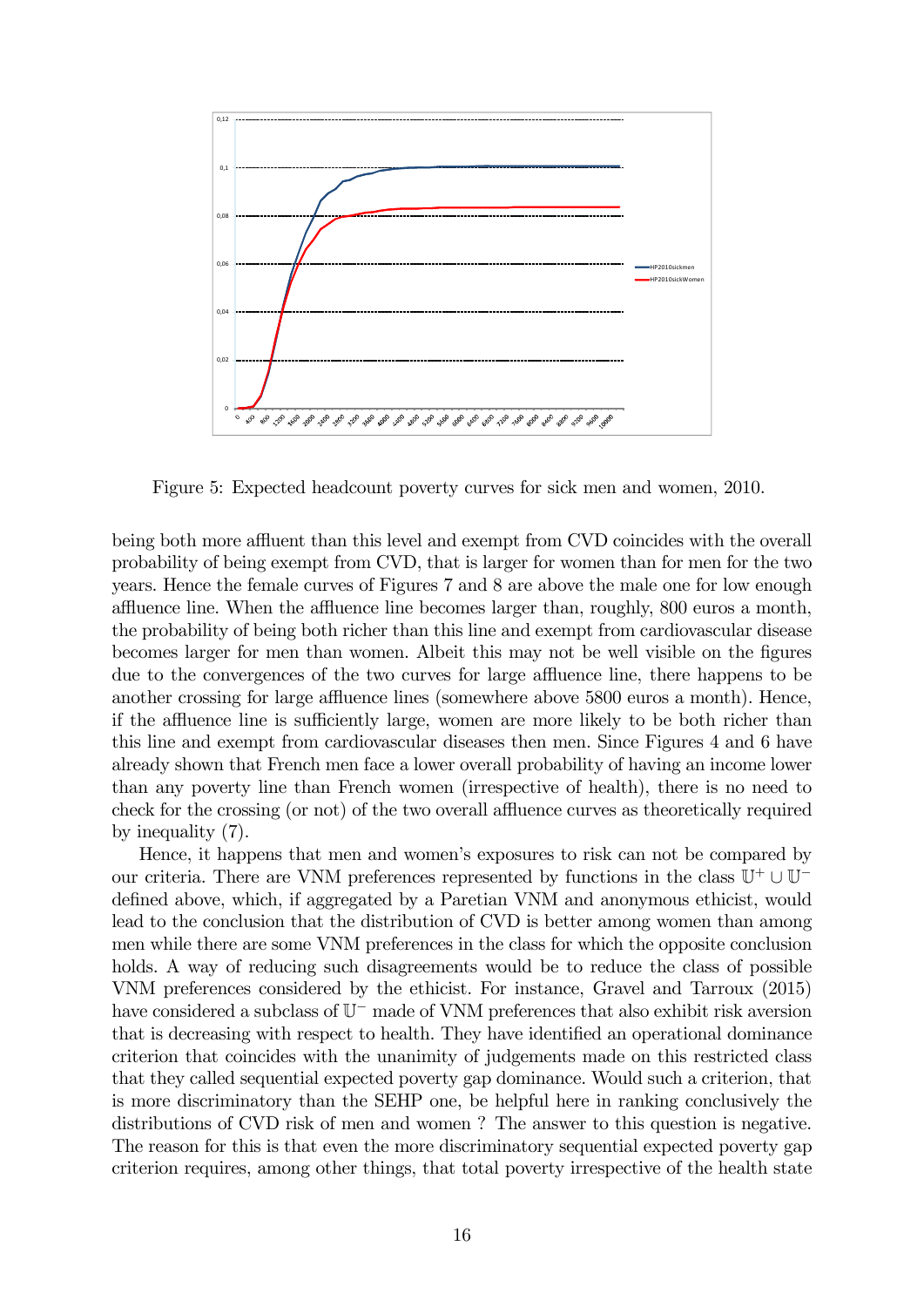Figure 5: Expected headcount poverty curves for sick men and women, 2010.

being both more affluent than this level and exempt from CVD coincides with the overall probability of being exempt from CVD, that is larger for women than for men for the two years. Hence the female curves of Figures 7 and 8 are above the male one for low enough affluence line. When the affluence line becomes larger than, roughly, 800 euros a month, the probability of being both richer than this line and exempt from cardiovascular disease becomes larger for men than women. Albeit this may not be well visible on the figures due to the convergences of the two curves for large affluence line, there happens to be another crossing for large affluence lines (somewhere above 5800 euros a month). Hence, if the affluence line is sufficiently large, women are more likely to be both richer than this line and exempt from cardiovascular diseases then men. Since Figures 4 and 6 have already shown that French men face a lower overall probability of having an income lower than any poverty line than French women (irrespective of health), there is no need to check for the crossing (or not) of the two overall affluence curves as theoretically required by inequality (7).

Hence, it happens that men and women's exposures to risk can not be compared by our criteria. There are VNM preferences represented by functions in the class $\mathbb{U}^+ \cup \mathbb{U}^-$ defined above, which, if aggregated by a Paretian VNM and anonymous ethicist, would lead to the conclusion that the distribution of CVD is better among women than among men while there are some VNM preferences in the class for which the opposite conclusion holds. A way of reducing such disagreements would be to reduce the class of possible VNM preferences considered by the ethicist. For instance, Gravel and Tarroux (2015) have considered a subclass of $\mathbb{U}^-$ made of VNM preferences that also exhibit risk aversion that is decreasing with respect to health. They have identified an operational dominance criterion that coincides with the unanimity of judgements made on this restricted class that they called sequential expected poverty gap dominance. Would such a criterion, that is more discriminatory than the SEHP one, be helpful here in ranking conclusively the distributions of CVD risk of men and women ? The answer to this question is negative. The reason for this is that even the more discriminatory sequential expected poverty gap criterion requires, among other things, that total poverty irrespective of the health state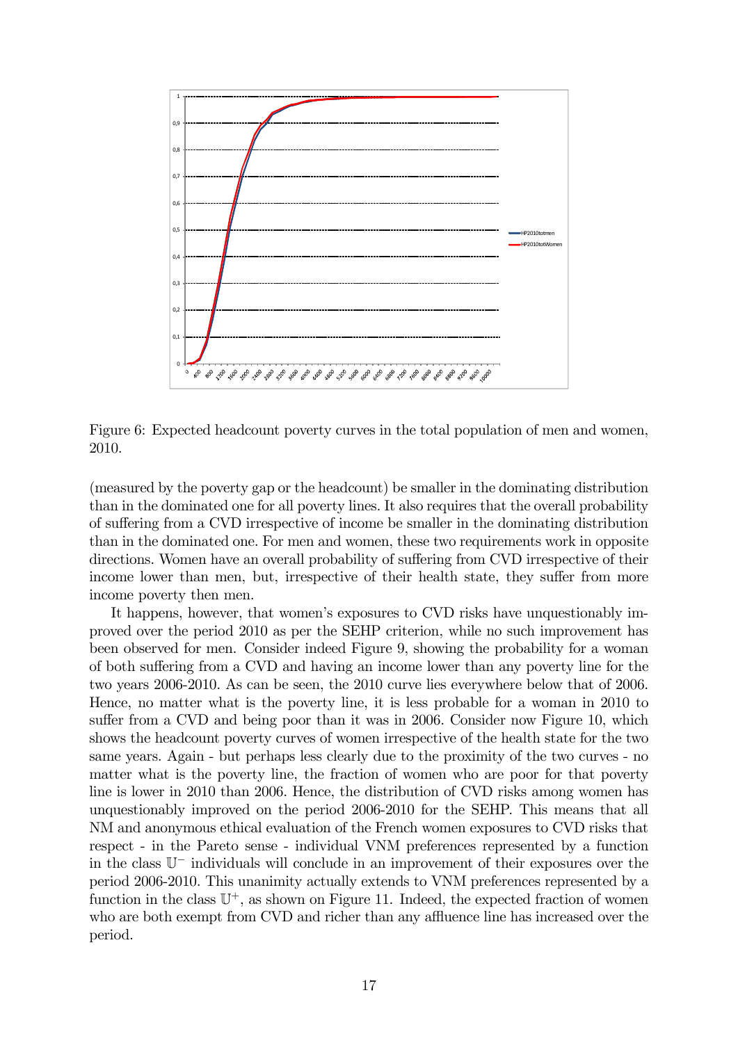Figure 6: Expected headcount poverty curves in the total population of men and women, 2010.

(measured by the poverty gap or the headcount) be smaller in the dominating distribution than in the dominated one for all poverty lines. It also requires that the overall probability of suffering from a CVD irrespective of income be smaller in the dominating distribution than in the dominated one. For men and women, these two requirements work in opposite directions. Women have an overall probability of suffering from CVD irrespective of their income lower than men, but, irrespective of their health state, they suffer from more income poverty then men.

It happens, however, that women's exposures to CVD risks have unquestionably improved over the period 2010 as per the SEHP criterion, while no such improvement has been observed for men. Consider indeed Figure 9, showing the probability for a woman of both suffering from a CVD and having an income lower than any poverty line for the two years 2006-2010. As can be seen, the 2010 curve lies everywhere below that of 2006. Hence, no matter what is the poverty line, it is less probable for a woman in 2010 to suffer from a CVD and being poor than it was in 2006. Consider now Figure 10, which shows the headcount poverty curves of women irrespective of the health state for the two same years. Again - but perhaps less clearly due to the proximity of the two curves - no matter what is the poverty line, the fraction of women who are poor for that poverty line is lower in 2010 than 2006. Hence, the distribution of CVD risks among women has unquestionably improved on the period 2006-2010 for the SEHP. This means that all NM and anonymous ethical evaluation of the French women exposures to CVD risks that respect - in the Pareto sense - individual VNM preferences represented by a function in the class $\mathbb{U}^{-}$ individuals will conclude in an improvement of their exposures over the period 2006-2010. This unanimity actually extends to VNM preferences represented by a function in the class $\mathbb{U}^{+}$, as shown on Figure 11. Indeed, the expected fraction of women who are both exempt from CVD and richer than any affluence line has increased over the period.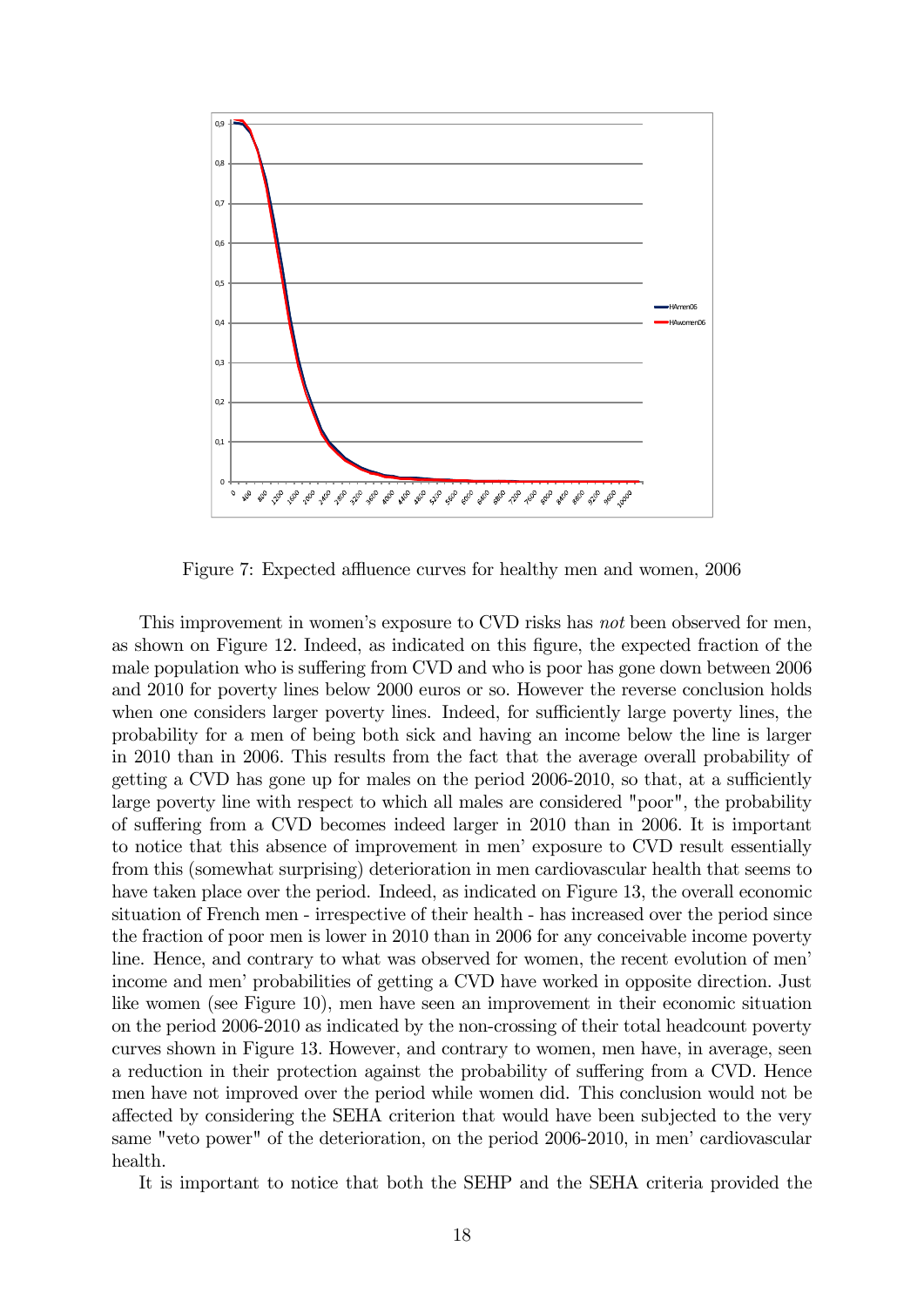Figure 7: Expected affluence curves for healthy men and women, 2006

This improvement in women's exposure to CVD risks has *not* been observed for men, as shown on Figure 12. Indeed, as indicated on this figure, the expected fraction of the male population who is suffering from CVD and who is poor has gone down between 2006 and 2010 for poverty lines below 2000 euros or so. However the reverse conclusion holds when one considers larger poverty lines. Indeed, for sufficiently large poverty lines, the probability for a men of being both sick and having an income below the line is larger in 2010 than in 2006. This results from the fact that the average overall probability of getting a CVD has gone up for males on the period 2006-2010, so that, at a sufficiently large poverty line with respect to which all males are considered "poor", the probability of suffering from a CVD becomes indeed larger in 2010 than in 2006. It is important to notice that this absence of improvement in men' exposure to CVD result essentially from this (somewhat surprising) deterioration in men cardiovascular health that seems to have taken place over the period. Indeed, as indicated on Figure 13, the overall economic situation of French men - irrespective of their health - has increased over the period since the fraction of poor men is lower in 2010 than in 2006 for any conceivable income poverty line. Hence, and contrary to what was observed for women, the recent evolution of men' income and men' probabilities of getting a CVD have worked in opposite direction. Just like women (see Figure 10), men have seen an improvement in their economic situation on the period 2006-2010 as indicated by the non-crossing of their total headcount poverty curves shown in Figure 13. However, and contrary to women, men have, in average, seen a reduction in their protection against the probability of suffering from a CVD. Hence men have not improved over the period while women did. This conclusion would not be affected by considering the SEHA criterion that would have been subjected to the very same "veto power" of the deterioration, on the period 2006-2010, in men' cardiovascular health.

It is important to notice that both the SEHP and the SEHA criteria provided the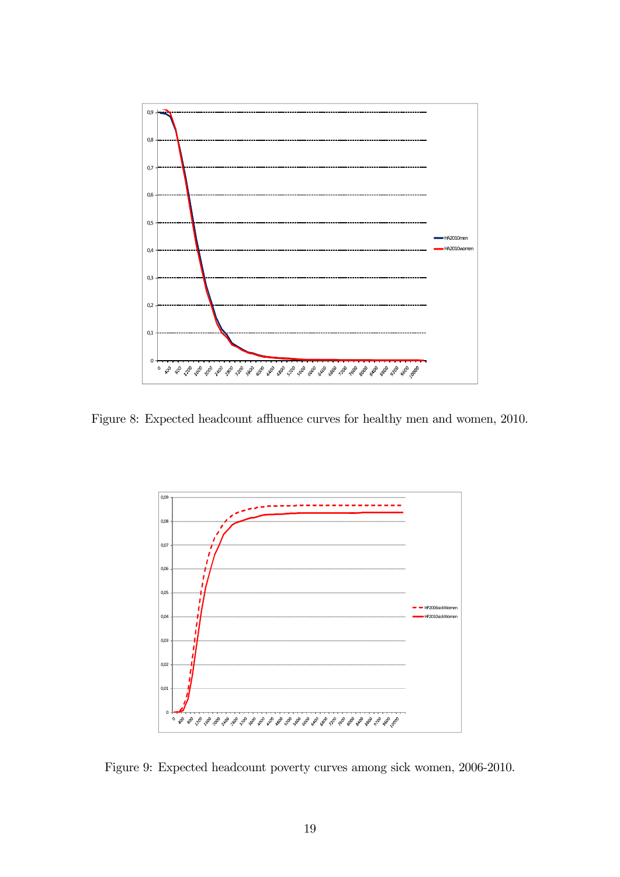Figure 8: Expected headcount affluence curves for healthy men and women, 2010.

Figure 9: Expected headcount poverty curves among sick women, 2006-2010.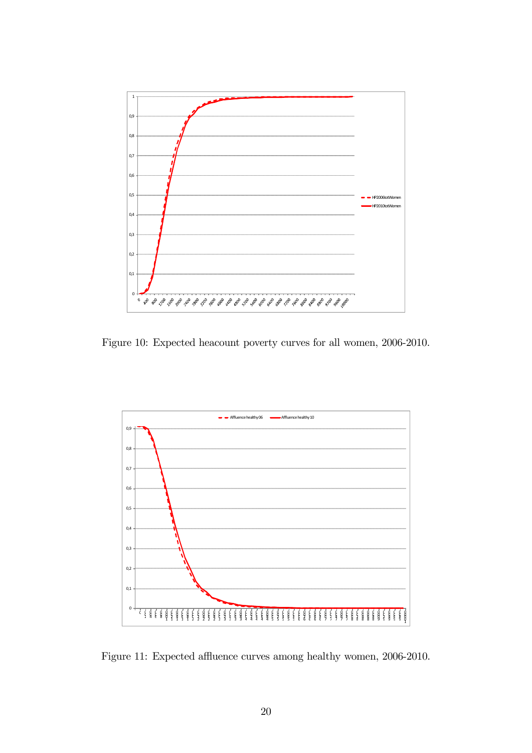Figure 10: Expected heacount poverty curves for all women, 2006-2010.

Figure 11: Expected affluence curves among healthy women, 2006-2010.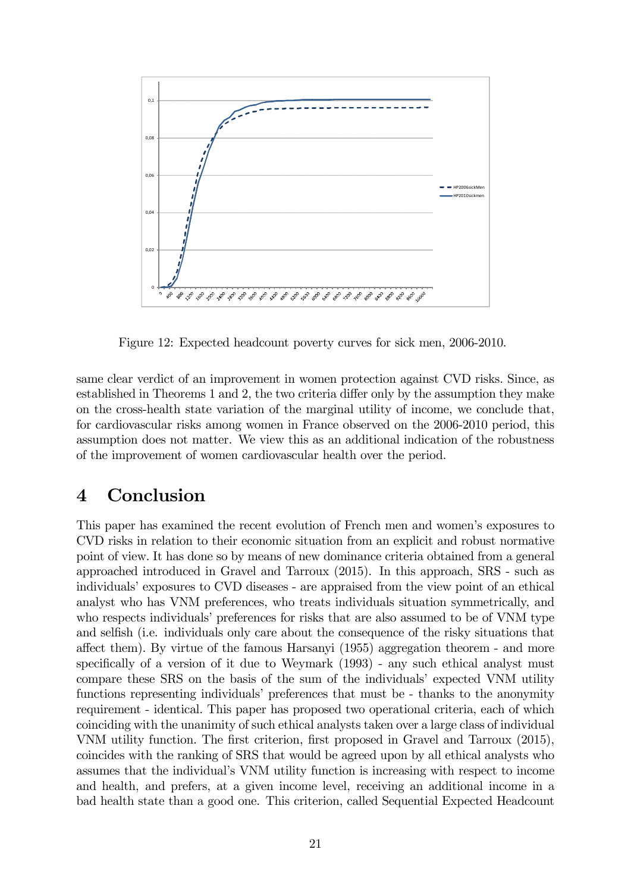Figure 12: Expected headcount poverty curves for sick men, 2006-2010.

same clear verdict of an improvement in women protection against CVD risks. Since, as established in Theorems 1 and 2, the two criteria differ only by the assumption they make on the cross-health state variation of the marginal utility of income, we conclude that, for cardiovascular risks among women in France observed on the 2006-2010 period, this assumption does not matter. We view this as an additional indication of the robustness of the improvement of women cardiovascular health over the period.

# 4 Conclusion

This paper has examined the recent evolution of French men and women's exposures to CVD risks in relation to their economic situation from an explicit and robust normative point of view. It has done so by means of new dominance criteria obtained from a general approached introduced in Gravel and Tarroux (2015). In this approach, SRS - such as individuals' exposures to CVD diseases - are appraised from the view point of an ethical analyst who has VNM preferences, who treats individuals situation symmetrically, and who respects individuals' preferences for risks that are also assumed to be of VNM type and selfish (i.e. individuals only care about the consequence of the risky situations that affect them). By virtue of the famous Harsanyi (1955) aggregation theorem - and more specifically of a version of it due to Weymark (1993) - any such ethical analyst must compare these SRS on the basis of the sum of the individuals' expected VNM utility functions representing individuals' preferences that must be - thanks to the anonymity requirement - identical. This paper has proposed two operational criteria, each of which coinciding with the unanimity of such ethical analysts taken over a large class of individual VNM utility function. The first criterion, first proposed in Gravel and Tarroux (2015), coincides with the ranking of SRS that would be agreed upon by all ethical analysts who assumes that the individual's VNM utility function is increasing with respect to income and health, and prefers, at a given income level, receiving an additional income in a bad health state than a good one. This criterion, called Sequential Expected Headcount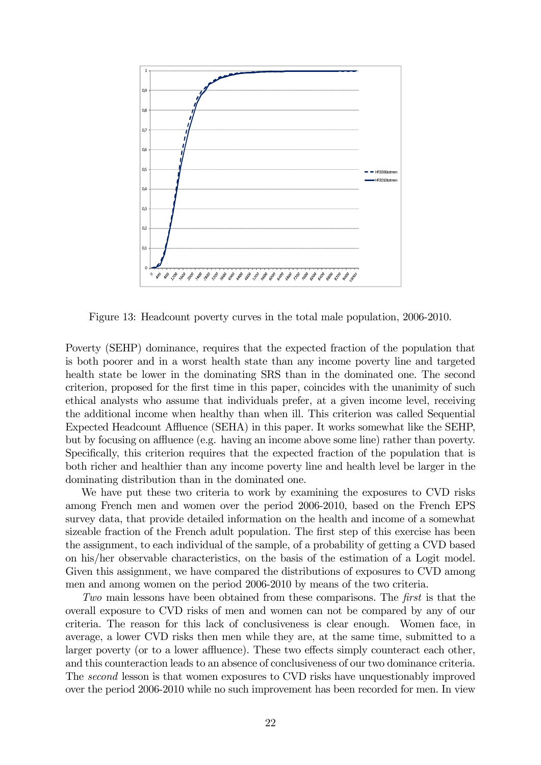Figure 13: Headcount poverty curves in the total male population, 2006-2010.

Poverty (SEHP) dominance, requires that the expected fraction of the population that is both poorer and in a worst health state than any income poverty line and targeted health state be lower in the dominating SRS than in the dominated one. The second criterion, proposed for the first time in this paper, coincides with the unanimity of such ethical analysts who assume that individuals prefer, at a given income level, receiving the additional income when healthy than when ill. This criterion was called Sequential Expected Headcount Affluence (SEHA) in this paper. It works somewhat like the SEHP, but by focusing on affluence (e.g. having an income above some line) rather than poverty. Specifically, this criterion requires that the expected fraction of the population that is both richer and healthier than any income poverty line and health level be larger in the dominating distribution than in the dominated one.

We have put these two criteria to work by examining the exposures to CVD risks among French men and women over the period 2006-2010, based on the French EPS survey data, that provide detailed information on the health and income of a somewhat sizeable fraction of the French adult population. The first step of this exercise has been the assignment, to each individual of the sample, of a probability of getting a CVD based on his/her observable characteristics, on the basis of the estimation of a Logit model. Given this assignment, we have compared the distributions of exposures to CVD among men and among women on the period 2006-2010 by means of the two criteria.

*Two* main lessons have been obtained from these comparisons. The *first* is that the overall exposure to CVD risks of men and women can not be compared by any of our criteria. The reason for this lack of conclusiveness is clear enough. Women face, in average, a lower CVD risks then men while they are, at the same time, submitted to a larger poverty (or to a lower affluence). These two effects simply counteract each other, and this counteraction leads to an absence of conclusiveness of our two dominance criteria. The *second* lesson is that women exposures to CVD risks have unquestionably improved over the period 2006-2010 while no such improvement has been recorded for men. In view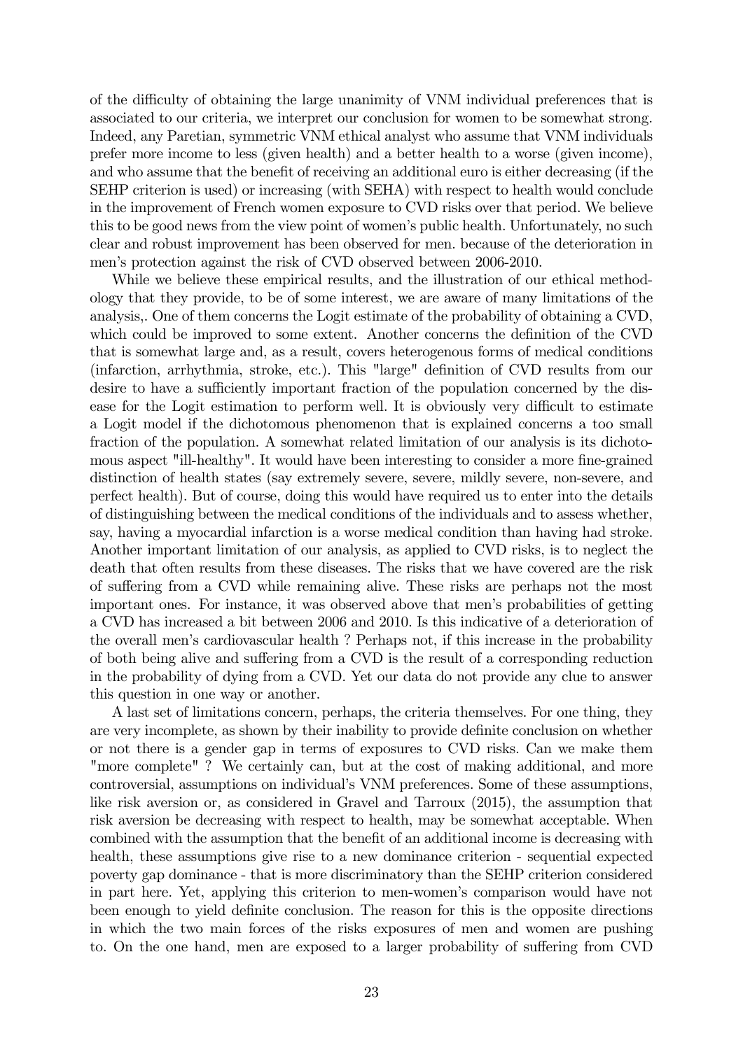of the difficulty of obtaining the large unanimity of VNM individual preferences that is associated to our criteria, we interpret our conclusion for women to be somewhat strong. Indeed, any Paretian, symmetric VNM ethical analyst who assume that VNM individuals prefer more income to less (given health) and a better health to a worse (given income), and who assume that the benefit of receiving an additional euro is either decreasing (if the SEHP criterion is used) or increasing (with SEHA) with respect to health would conclude in the improvement of French women exposure to CVD risks over that period. We believe this to be good news from the view point of women's public health. Unfortunately, no such clear and robust improvement has been observed for men. because of the deterioration in men's protection against the risk of CVD observed between 2006-2010.

While we believe these empirical results, and the illustration of our ethical methodology that they provide, to be of some interest, we are aware of many limitations of the analysis,. One of them concerns the Logit estimate of the probability of obtaining a CVD, which could be improved to some extent. Another concerns the definition of the CVD that is somewhat large and, as a result, covers heterogenous forms of medical conditions (infarction, arrhythmia, stroke, etc.). This "large" definition of CVD results from our desire to have a sufficiently important fraction of the population concerned by the disease for the Logit estimation to perform well. It is obviously very difficult to estimate a Logit model if the dichotomous phenomenon that is explained concerns a too small fraction of the population. A somewhat related limitation of our analysis is its dichotomous aspect "ill-healthy". It would have been interesting to consider a more fine-grained distinction of health states (say extremely severe, severe, mildly severe, non-severe, and perfect health). But of course, doing this would have required us to enter into the details of distinguishing between the medical conditions of the individuals and to assess whether, say, having a myocardial infarction is a worse medical condition than having had stroke. Another important limitation of our analysis, as applied to CVD risks, is to neglect the death that often results from these diseases. The risks that we have covered are the risk of suffering from a CVD while remaining alive. These risks are perhaps not the most important ones. For instance, it was observed above that men's probabilities of getting a CVD has increased a bit between 2006 and 2010. Is this indicative of a deterioration of the overall men's cardiovascular health ? Perhaps not, if this increase in the probability of both being alive and suffering from a CVD is the result of a corresponding reduction in the probability of dying from a CVD. Yet our data do not provide any clue to answer this question in one way or another.

A last set of limitations concern, perhaps, the criteria themselves. For one thing, they are very incomplete, as shown by their inability to provide definite conclusion on whether or not there is a gender gap in terms of exposures to CVD risks. Can we make them "more complete" ? We certainly can, but at the cost of making additional, and more controversial, assumptions on individual's VNM preferences. Some of these assumptions, like risk aversion or, as considered in Gravel and Tarroux (2015), the assumption that risk aversion be decreasing with respect to health, may be somewhat acceptable. When combined with the assumption that the benefit of an additional income is decreasing with health, these assumptions give rise to a new dominance criterion - sequential expected poverty gap dominance - that is more discriminatory than the SEHP criterion considered in part here. Yet, applying this criterion to men-women's comparison would have not been enough to yield definite conclusion. The reason for this is the opposite directions in which the two main forces of the risks exposures of men and women are pushing to. On the one hand, men are exposed to a larger probability of suffering from CVD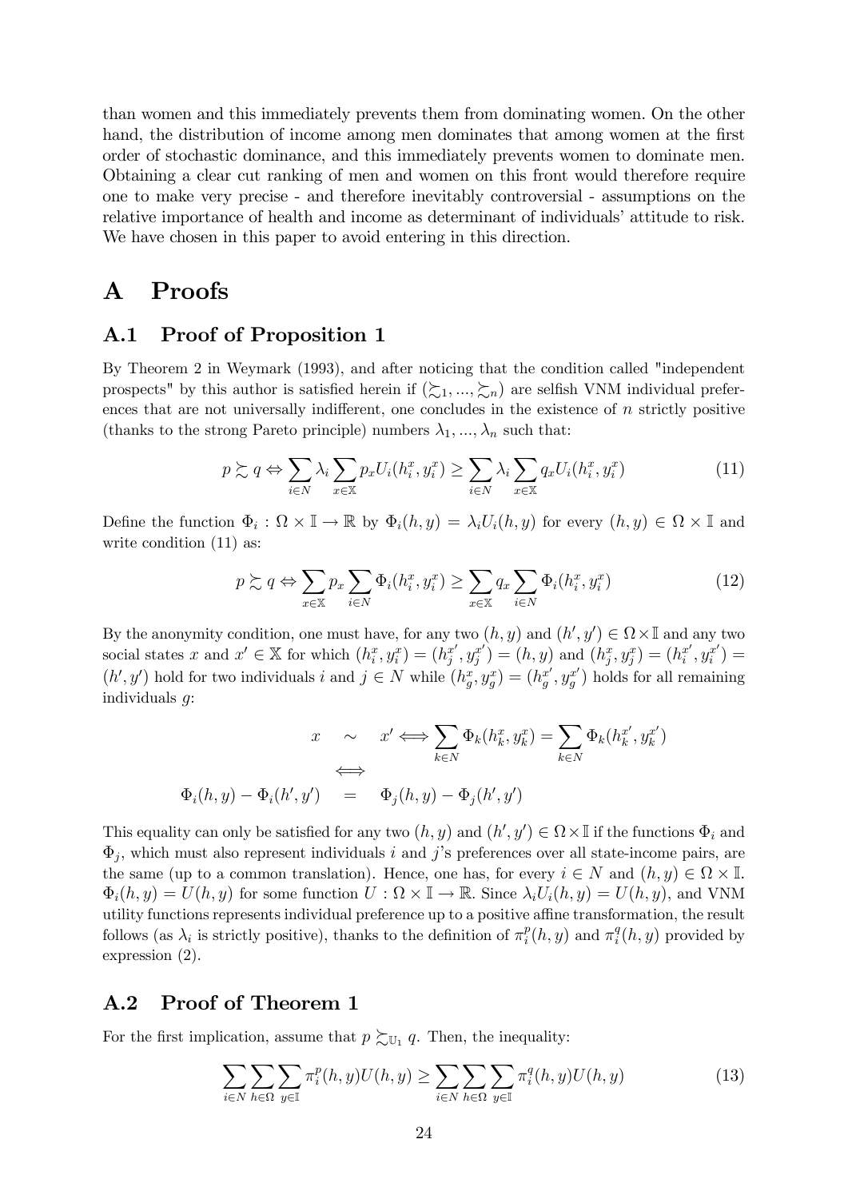than women and this immediately prevents them from dominating women. On the other hand, the distribution of income among men dominates that among women at the first order of stochastic dominance, and this immediately prevents women to dominate men. Obtaining a clear cut ranking of men and women on this front would therefore require one to make very precise - and therefore inevitably controversial - assumptions on the relative importance of health and income as determinant of individuals' attitude to risk. We have chosen in this paper to avoid entering in this direction.

# A Proofs

## A.1 Proof of Proposition 1

By Theorem 2 in Weymark (1993), and after noticing that the condition called "independent prospects" by this author is satisfied herein if $(\succsim_1, ..., \succsim_n)$ are selfish VNM individual preferences that are not universally indifferent, one concludes in the existence of $n$ strictly positive (thanks to the strong Pareto principle) numbers $\lambda_1, ..., \lambda_n$ such that:

$$p \succsim q \Leftrightarrow \sum_{i \in N} \lambda_i \sum_{x \in \mathbb{X}} p_x U_i(h_i^x, y_i^x) \geq \sum_{i \in N} \lambda_i \sum_{x \in \mathbb{X}} q_x U_i(h_i^x, y_i^x) \tag{11}$$

Define the function $\Phi_i : \Omega \times \mathbb{I} \to \mathbb{R}$ by $\Phi_i(h, y) = \lambda_i U_i(h, y)$ for every $(h, y) \in \Omega \times \mathbb{I}$ and write condition (11) as:

$$p \succsim q \Leftrightarrow \sum_{x \in \mathbb{X}} p_x \sum_{i \in N} \Phi_i(h_i^x, y_i^x) \geq \sum_{x \in \mathbb{X}} q_x \sum_{i \in N} \Phi_i(h_i^x, y_i^x) \tag{12}$$

By the anonymity condition, one must have, for any two $(h, y)$ and $(h', y') \in \Omega \times \mathbb{I}$ and any two social states $x$ and $x' \in \mathbb{X}$ for which $(h_i^x, y_i^x) = (h_j^{x'}, y_j^{x'}) = (h, y)$ and $(h_j^x, y_j^x) = (h_i^{x'}, y_i^{x'}) = (h', y')$ hold for two individuals $i$ and $j \in N$ while $(h_g^x, y_g^x) = (h_g^{x'}, y_g^{x'})$ holds for all remaining individuals $g$:

$$\begin{aligned} x \quad &\sim \quad x' \Longleftrightarrow \sum_{k \in N} \Phi_k(h_k^x, y_k^x) = \sum_{k \in N} \Phi_k(h_k^{x'}, y_k^{x'}) \\ &\Longleftrightarrow \\ \Phi_i(h, y) - \Phi_i(h', y') \quad &= \quad \Phi_j(h, y) - \Phi_j(h', y') \end{aligned}$$

This equality can only be satisfied for any two $(h, y)$ and $(h', y') \in \Omega \times \mathbb{I}$ if the functions $\Phi_i$ and $\Phi_j$, which must also represent individuals $i$ and $j$'s preferences over all state-income pairs, are the same (up to a common translation). Hence, one has, for every $i \in N$ and $(h, y) \in \Omega \times \mathbb{I}$. $\Phi_i(h, y) = U(h, y)$ for some function $U : \Omega \times \mathbb{I} \to \mathbb{R}$. Since $\lambda_i U_i(h, y) = U(h, y)$, and VNM utility functions represents individual preference up to a positive affine transformation, the result follows (as $\lambda_i$ is strictly positive), thanks to the definition of $\pi_i^p(h, y)$ and $\pi_i^q(h, y)$ provided by expression (2).

## A.2 Proof of Theorem 1

For the first implication, assume that $p \succsim_{\mathbb{U}_1} q$. Then, the inequality:

$$\sum_{i \in N} \sum_{h \in \Omega} \sum_{y \in \mathbb{I}} \pi_i^p(h, y) U(h, y) \geq \sum_{i \in N} \sum_{h \in \Omega} \sum_{y \in \mathbb{I}} \pi_i^q(h, y) U(h, y) \tag{13}$$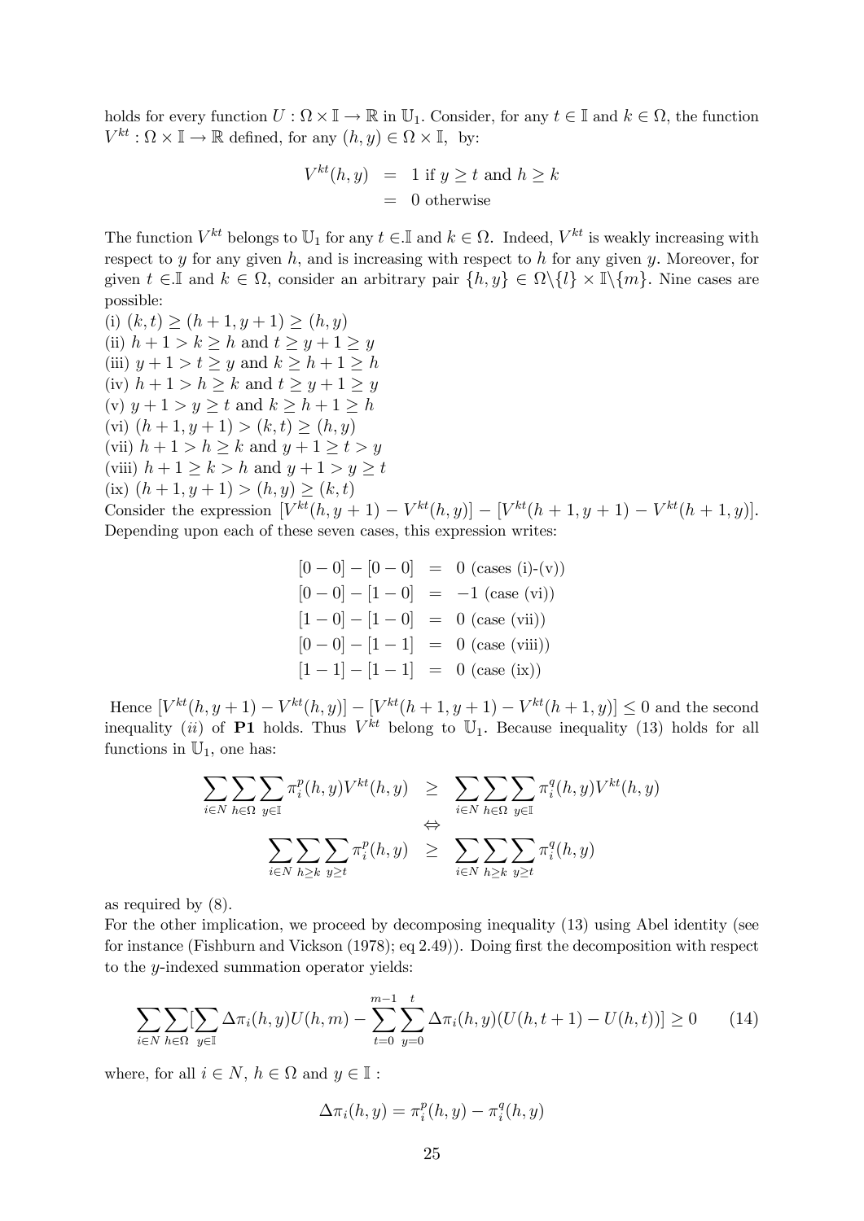holds for every function $U : \Omega \times \mathbb{I} \to \mathbb{R}$ in $\mathbb{U}_1$. Consider, for any $t \in \mathbb{I}$ and $k \in \Omega$, the function $V^{kt} : \Omega \times \mathbb{I} \to \mathbb{R}$ defined, for any $(h, y) \in \Omega \times \mathbb{I}$, by:

$$
\begin{aligned}
V^{kt}(h,y) &= 1 \text{ if } y \geq t \text{ and } h \geq k \\
&= 0 \text{ otherwise}
\end{aligned}
$$

The function $V^{kt}$ belongs to $\mathbb{U}_1$ for any $t \in .\mathbb{I}$ and $k \in \Omega$. Indeed, $V^{kt}$ is weakly increasing with respect to $y$ for any given $h$, and is increasing with respect to $h$ for any given $y$. Moreover, for given $t \in .\mathbb{I}$ and $k \in \Omega$, consider an arbitrary pair $\{h, y\} \in \Omega \backslash \{l\} \times \mathbb{I} \backslash \{m\}$. Nine cases are possible:

(i) $(k, t) \geq (h + 1, y + 1) \geq (h, y)$
(ii) $h + 1 > k \geq h$ and $t \geq y + 1 \geq y$
(iii) $y + 1 > t \geq y$ and $k \geq h + 1 \geq h$
(iv) $h + 1 > h \geq k$ and $t \geq y + 1 \geq y$
(v) $y + 1 > y \geq t$ and $k \geq h + 1 \geq h$
(vi) $(h + 1, y + 1) > (k, t) \geq (h, y)$
(vii) $h + 1 > h \geq k$ and $y + 1 \geq t > y$
(viii) $h + 1 \geq k > h$ and $y + 1 > y \geq t$
(ix) $(h + 1, y + 1) > (h, y) \geq (k, t)$

Consider the expression $[V^{kt}(h, y + 1) - V^{kt}(h, y)] - [V^{kt}(h + 1, y + 1) - V^{kt}(h + 1, y)]$. Depending upon each of these seven cases, this expression writes:

$$
\begin{aligned}
[0 - 0] - [0 - 0] &= 0 \text{ (cases (i)-(v))} \\
[0 - 0] - [1 - 0] &= -1 \text{ (case (vi))} \\
[1 - 0] - [1 - 0] &= 0 \text{ (case (vii))} \\
[0 - 0] - [1 - 1] &= 0 \text{ (case (viii))} \\
[1 - 1] - [1 - 1] &= 0 \text{ (case (ix))}
\end{aligned}
$$

Hence $[V^{kt}(h, y + 1) - V^{kt}(h, y)] - [V^{kt}(h + 1, y + 1) - V^{kt}(h + 1, y)] \leq 0$ and the second inequality $(ii)$ of **P1** holds. Thus $V^{kt}$ belong to $\mathbb{U}_1$. Because inequality (13) holds for all functions in $\mathbb{U}_1$, one has:

$$
\begin{aligned}
\sum_{i \in N} \sum_{h \in \Omega} \sum_{y \in \mathbb{I}} \pi_i^p(h, y) V^{kt}(h, y) &\geq \sum_{i \in N} \sum_{h \in \Omega} \sum_{y \in \mathbb{I}} \pi_i^q(h, y) V^{kt}(h, y) \\
&\Leftrightarrow \\
\sum_{i \in N} \sum_{h \geq k} \sum_{y \geq t} \pi_i^p(h, y) &\geq \sum_{i \in N} \sum_{h \geq k} \sum_{y \geq t} \pi_i^q(h, y)
\end{aligned}
$$

as required by (8).

For the other implication, we proceed by decomposing inequality (13) using Abel identity (see for instance (Fishburn and Vickson (1978); eq 2.49)). Doing first the decomposition with respect to the $y$-indexed summation operator yields:

$$
\sum_{i \in N} \sum_{h \in \Omega} [\sum_{y \in \mathbb{I}} \Delta\pi_i(h, y) U(h, m) - \sum_{t=0}^{m-1} \sum_{y=0}^{t} \Delta\pi_i(h, y)(U(h, t + 1) - U(h, t))] \geq 0 \qquad (14)
$$

where, for all $i \in N$, $h \in \Omega$ and $y \in \mathbb{I}$ :

$$
\Delta\pi_i(h, y) = \pi_i^p(h, y) - \pi_i^q(h, y)
$$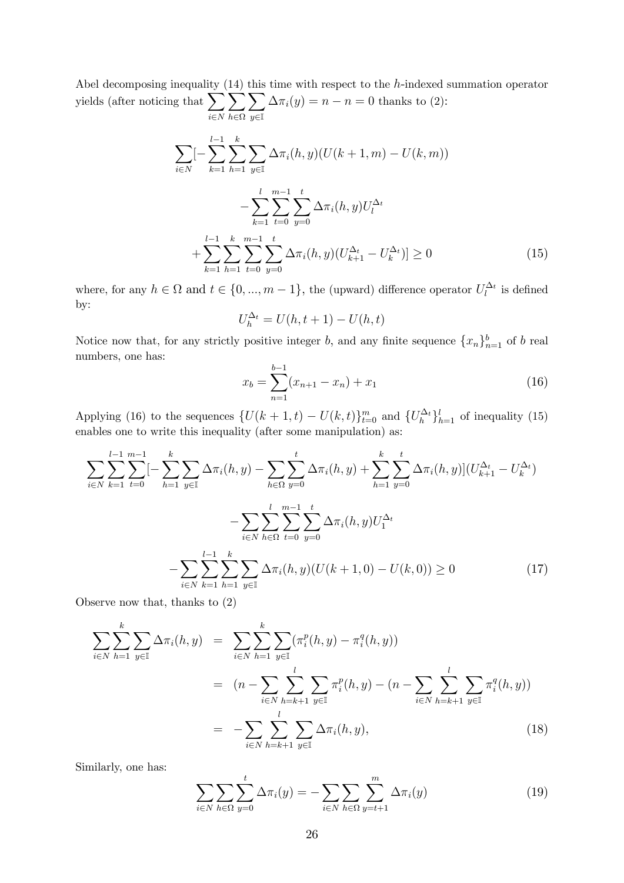Abel decomposing inequality (14) this time with respect to the $h$-indexed summation operator yields (after noticing that $\sum_{i \in N} \sum_{h \in \Omega} \sum_{y \in \mathbb{I}} \Delta\pi_i(y) = n - n = 0$ thanks to (2):

$$
\begin{aligned}
\sum_{i \in N} [ -\sum_{k=1}^{l-1} \sum_{h=1}^{k} \sum_{y \in \mathbb{I}} \Delta\pi_i(h,y)(U(k+1,m) - U(k,m)) \\
- \sum_{k=1}^{l} \sum_{t=0}^{m-1} \sum_{y=0}^{t} \Delta\pi_i(h,y) U_l^{\Delta_t} \\
+ \sum_{k=1}^{l-1} \sum_{h=1}^{k} \sum_{t=0}^{m-1} \sum_{y=0}^{t} \Delta\pi_i(h,y)(U_{k+1}^{\Delta_t} - U_k^{\Delta_t})] \geq 0
\end{aligned} \tag{15}
$$

where, for any $h \in \Omega$ and $t \in \{0, ..., m-1\}$, the (upward) difference operator $U_l^{\Delta_t}$ is defined by:

$$
U_h^{\Delta_t} = U(h, t+1) - U(h,t)
$$

Notice now that, for any strictly positive integer $b$, and any finite sequence $\{x_n\}_{n=1}^{b}$ of $b$ real numbers, one has:

$$
x_b = \sum_{n=1}^{b-1} (x_{n+1} - x_n) + x_1 \tag{16}
$$

Applying (16) to the sequences $\{U(k+1,t) - U(k,t)\}_{t=0}^{m}$ and $\{U_h^{\Delta_t}\}_{h=1}^{l}$ of inequality (15) enables one to write this inequality (after some manipulation) as:

$$
\begin{aligned}
\sum_{i \in N} \sum_{k=1}^{l-1} \sum_{t=0}^{m-1} [ -\sum_{h=1}^{k} \sum_{y \in \mathbb{I}} \Delta\pi_i(h,y) - \sum_{h \in \Omega} \sum_{y=0}^{t} \Delta\pi_i(h,y) + \sum_{h=1}^{k} \sum_{y=0}^{t} \Delta\pi_i(h,y)](U_{k+1}^{\Delta_t} - U_k^{\Delta_t}) \\
- \sum_{i \in N} \sum_{h \in \Omega} \sum_{t=0}^{m-1} \sum_{y=0}^{t} \Delta\pi_i(h,y) U_1^{\Delta_t} \\
- \sum_{i \in N} \sum_{k=1}^{l-1} \sum_{h=1}^{k} \sum_{y \in \mathbb{I}} \Delta\pi_i(h,y)(U(k+1,0) - U(k,0)) \geq 0
\end{aligned} \tag{17}
$$

Observe now that, thanks to (2)

$$
\begin{aligned}
\sum_{i \in N} \sum_{h=1}^{k} \sum_{y \in \mathbb{I}} \Delta\pi_i(h,y) &= \sum_{i \in N} \sum_{h=1}^{k} \sum_{y \in \mathbb{I}} (\pi_i^p(h,y) - \pi_i^q(h,y)) \\
&= (n - \sum_{i \in N} \sum_{h=k+1}^{l} \sum_{y \in \mathbb{I}} \pi_i^p(h,y) - (n - \sum_{i \in N} \sum_{h=k+1}^{l} \sum_{y \in \mathbb{I}} \pi_i^q(h,y)) \\
&= -\sum_{i \in N} \sum_{h=k+1}^{l} \sum_{y \in \mathbb{I}} \Delta\pi_i(h,y),
\end{aligned} \tag{18}
$$

Similarly, one has:

$$
\sum_{i \in N} \sum_{h \in \Omega} \sum_{y=0}^{t} \Delta\pi_i(y) = -\sum_{i \in N} \sum_{h \in \Omega} \sum_{y=t+1}^{m} \Delta\pi_i(y) \tag{19}
$$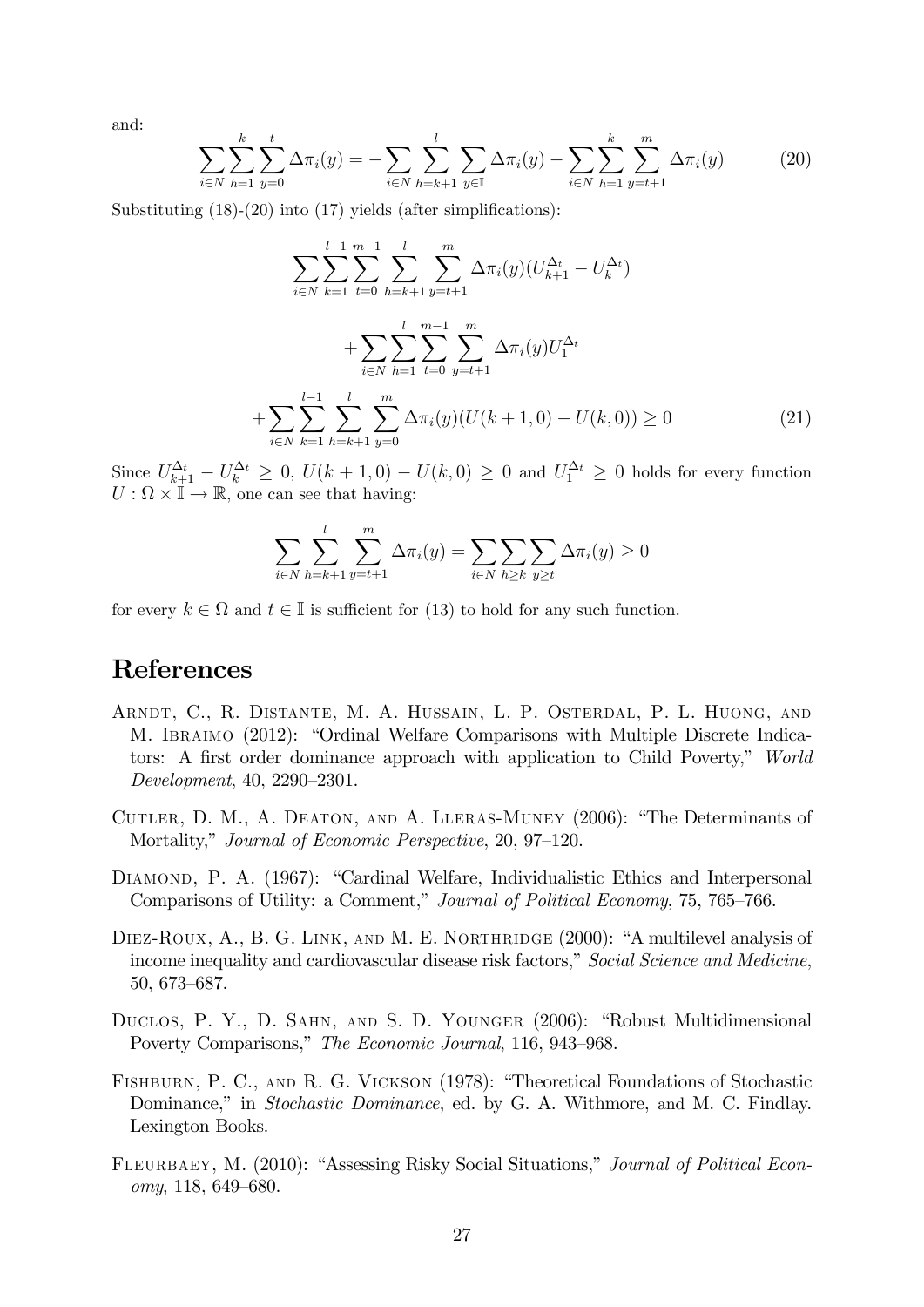and:

$$\sum_{i \in N} \sum_{h=1}^{k} \sum_{y=0}^{t} \Delta\pi_i(y) = -\sum_{i \in N} \sum_{h=k+1}^{l} \sum_{y \in \mathbb{I}} \Delta\pi_i(y) - \sum_{i \in N} \sum_{h=1}^{k} \sum_{y=t+1}^{m} \Delta\pi_i(y) \tag{20}$$

Substituting (18)-(20) into (17) yields (after simplifications):

$$\sum_{i \in N} \sum_{k=1}^{l-1} \sum_{t=0}^{m-1} \sum_{h=k+1}^{l} \sum_{y=t+1}^{m} \Delta\pi_i(y)(U_{k+1}^{\Delta_t} - U_k^{\Delta_t})$$

$$+ \sum_{i \in N} \sum_{h=1}^{l} \sum_{t=0}^{m-1} \sum_{y=t+1}^{m} \Delta\pi_i(y) U_1^{\Delta_t}$$

$$+ \sum_{i \in N} \sum_{k=1}^{l-1} \sum_{h=k+1}^{l} \sum_{y=0}^{m} \Delta\pi_i(y)(U(k+1,0) - U(k,0)) \geq 0 \tag{21}$$

Since $U_{k+1}^{\Delta_t} - U_k^{\Delta_t} \geq 0$, $U(k+1,0) - U(k,0) \geq 0$ and $U_1^{\Delta_t} \geq 0$ holds for every function $U : \Omega \times \mathbb{I} \to \mathbb{R}$, one can see that having:

$$\sum_{i \in N} \sum_{h=k+1}^{l} \sum_{y=t+1}^{m} \Delta\pi_i(y) = \sum_{i \in N} \sum_{h \geq k} \sum_{y \geq t} \Delta\pi_i(y) \geq 0$$

for every $k \in \Omega$ and $t \in \mathbb{I}$ is sufficient for (13) to hold for any such function.

# References

Arndt, C., R. Distante, M. A. Hussain, L. P. Osterdal, P. L. Huong, and M. Ibraimo (2012): "Ordinal Welfare Comparisons with Multiple Discrete Indicators: A first order dominance approach with application to Child Poverty," *World Development*, 40, 2290–2301.

Cutler, D. M., A. Deaton, and A. Lleras-Muney (2006): "The Determinants of Mortality," *Journal of Economic Perspective*, 20, 97–120.

Diamond, P. A. (1967): "Cardinal Welfare, Individualistic Ethics and Interpersonal Comparisons of Utility: a Comment," *Journal of Political Economy*, 75, 765–766.

Diez-Roux, A., B. G. Link, and M. E. Northridge (2000): "A multilevel analysis of income inequality and cardiovascular disease risk factors," *Social Science and Medicine*, 50, 673–687.

Duclos, P. Y., D. Sahn, and S. D. Younger (2006): "Robust Multidimensional Poverty Comparisons," *The Economic Journal*, 116, 943–968.

Fishburn, P. C., and R. G. Vickson (1978): "Theoretical Foundations of Stochastic Dominance," in *Stochastic Dominance*, ed. by G. A. Withmore, and M. C. Findlay. Lexington Books.

Fleurbaey, M. (2010): "Assessing Risky Social Situations," *Journal of Political Economy*, 118, 649–680.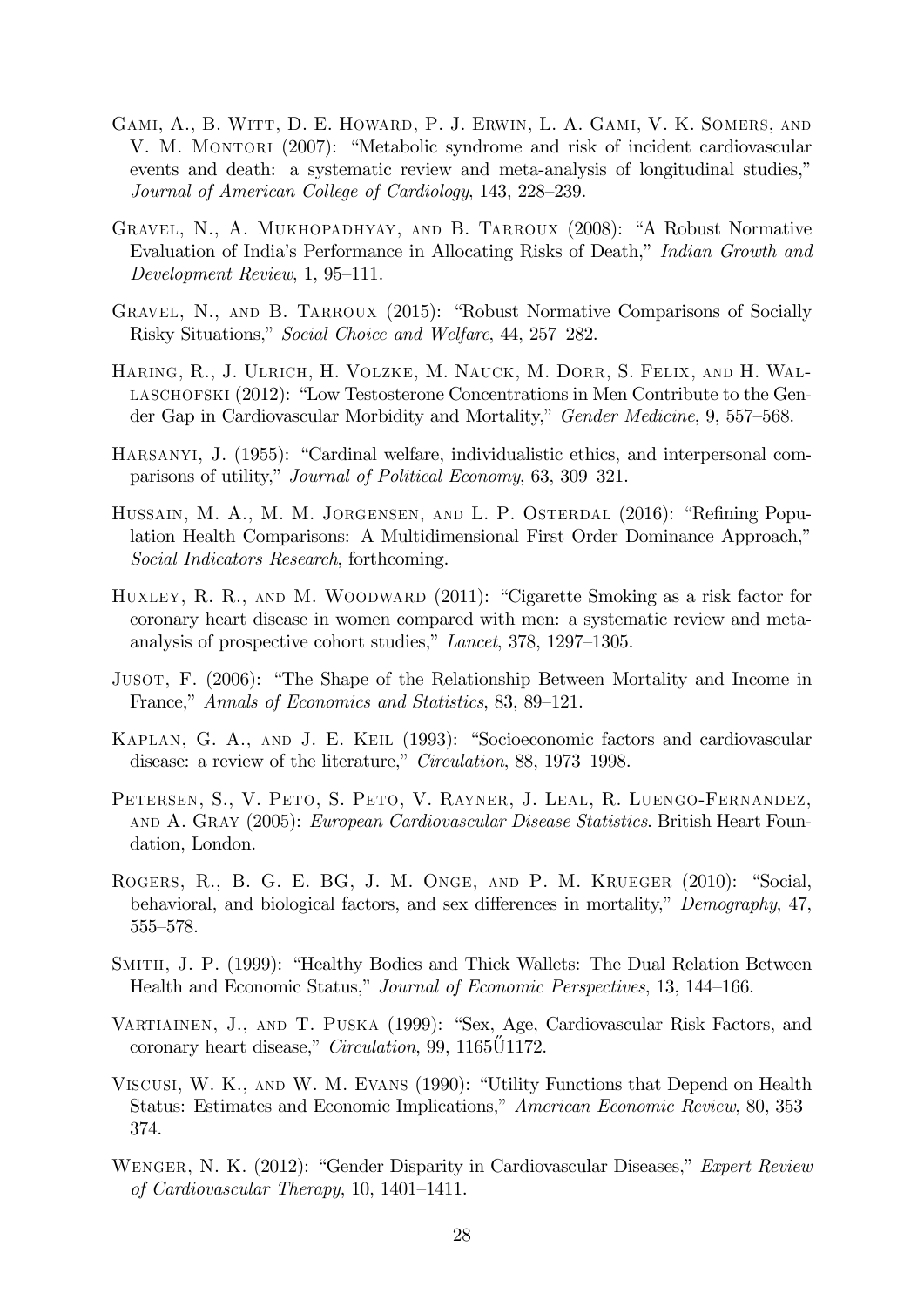Gami, A., B. Witt, D. E. Howard, P. J. Erwin, L. A. Gami, V. K. Somers, and V. M. Montori (2007): "Metabolic syndrome and risk of incident cardiovascular events and death: a systematic review and meta-analysis of longitudinal studies," *Journal of American College of Cardiology*, 143, 228–239.

Gravel, N., A. Mukhopadhyay, and B. Tarroux (2008): "A Robust Normative Evaluation of India's Performance in Allocating Risks of Death," *Indian Growth and Development Review*, 1, 95–111.

Gravel, N., and B. Tarroux (2015): "Robust Normative Comparisons of Socially Risky Situations," *Social Choice and Welfare*, 44, 257–282.

Haring, R., J. Ulrich, H. Volzke, M. Nauck, M. Dorr, S. Felix, and H. Wallaschofski (2012): "Low Testosterone Concentrations in Men Contribute to the Gender Gap in Cardiovascular Morbidity and Mortality," *Gender Medicine*, 9, 557–568.

Harsanyi, J. (1955): "Cardinal welfare, individualistic ethics, and interpersonal comparisons of utility," *Journal of Political Economy*, 63, 309–321.

Hussain, M. A., M. M. Jorgensen, and L. P. Osterdal (2016): "Refining Population Health Comparisons: A Multidimensional First Order Dominance Approach," *Social Indicators Research*, forthcoming.

Huxley, R. R., and M. Woodward (2011): "Cigarette Smoking as a risk factor for coronary heart disease in women compared with men: a systematic review and meta-analysis of prospective cohort studies," *Lancet*, 378, 1297–1305.

Jusot, F. (2006): "The Shape of the Relationship Between Mortality and Income in France," *Annals of Economics and Statistics*, 83, 89–121.

Kaplan, G. A., and J. E. Keil (1993): "Socioeconomic factors and cardiovascular disease: a review of the literature," *Circulation*, 88, 1973–1998.

Petersen, S., V. Peto, S. Peto, V. Rayner, J. Leal, R. Luengo-Fernandez, and A. Gray (2005): *European Cardiovascular Disease Statistics*. British Heart Foundation, London.

Rogers, R., B. G. E. BG, J. M. Onge, and P. M. Krueger (2010): "Social, behavioral, and biological factors, and sex differences in mortality," *Demography*, 47, 555–578.

Smith, J. P. (1999): "Healthy Bodies and Thick Wallets: The Dual Relation Between Health and Economic Status," *Journal of Economic Perspectives*, 13, 144–166.

Vartiainen, J., and T. Puska (1999): "Sex, Age, Cardiovascular Risk Factors, and coronary heart disease," *Circulation*, 99, 1165Ű1172.

Viscusi, W. K., and W. M. Evans (1990): "Utility Functions that Depend on Health Status: Estimates and Economic Implications," *American Economic Review*, 80, 353–374.

Wenger, N. K. (2012): "Gender Disparity in Cardiovascular Diseases," *Expert Review of Cardiovascular Therapy*, 10, 1401–1411.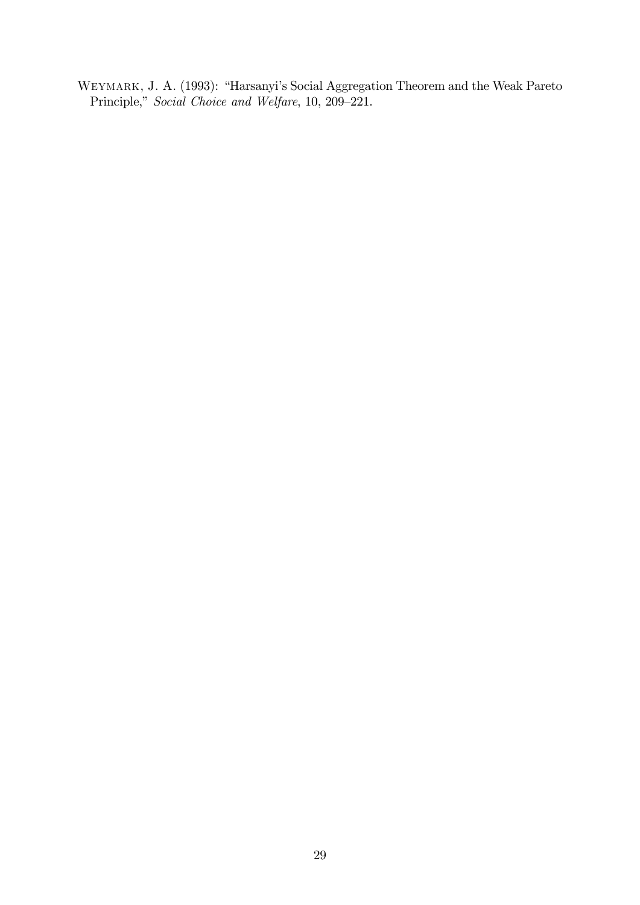Weymark, J. A. (1993): "Harsanyi's Social Aggregation Theorem and the Weak Pareto Principle," *Social Choice and Welfare*, 10, 209–221.